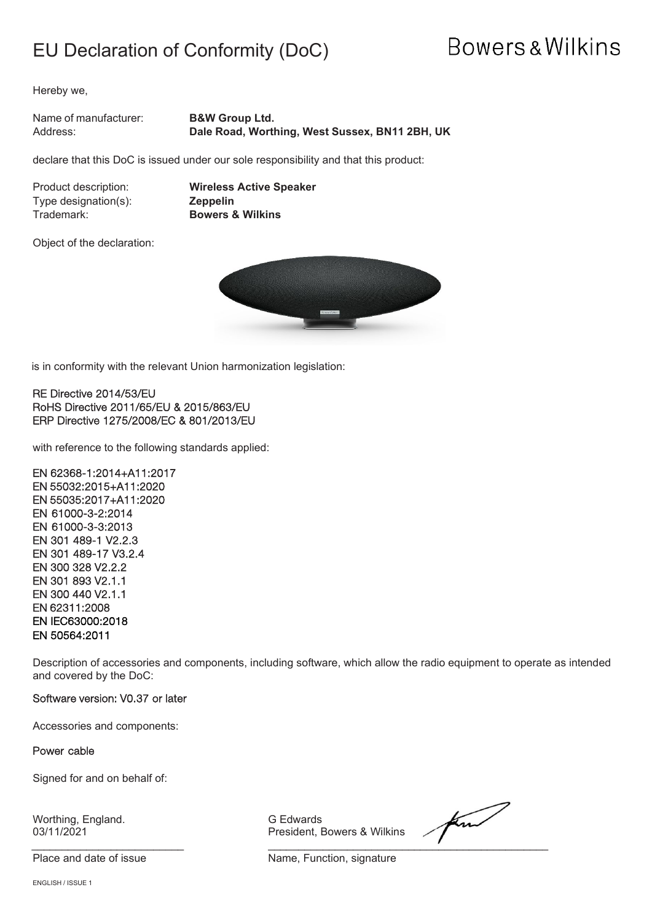# EU Declaration of Conformity (DoC)

Bowers & Wilkins

Hereby we,

Name of manufacturer: **B&W Group Ltd.**
Address: **Dale Road, Worthing, West Sussex, BN11 2BH, UK**

declare that this DoC is issued under our sole responsibility and that this product:

Product description: **Wireless Active Speaker**
Type designation(s): **Zeppelin**
Trademark: **Bowers & Wilkins**

Object of the declaration:

is in conformity with the relevant Union harmonization legislation:

RE Directive 2014/53/EU
RoHS Directive 2011/65/EU & 2015/863/EU
ERP Directive 1275/2008/EC & 801/2013/EU

with reference to the following standards applied:

EN 62368-1:2014+A11:2017
EN 55032:2015+A11:2020
EN 55035:2017+A11:2020
EN 61000-3-2:2014
EN 61000-3-3:2013
EN 301 489-1 V2.2.3
EN 301 489-17 V3.2.4
EN 300 328 V2.2.2
EN 301 893 V2.1.1
EN 300 440 V2.1.1
EN 62311:2008
EN IEC63000:2018
EN 50564:2011

Description of accessories and components, including software, which allow the radio equipment to operate as intended and covered by the DoC:

Software version: V0.37 or later

Accessories and components:

Power cable

Signed for and on behalf of:

Worthing, England.
03/11/2021

Place and date of issue

G Edwards
President, Bowers & Wilkins

Name, Function, signature

ENGLISH / ISSUE 1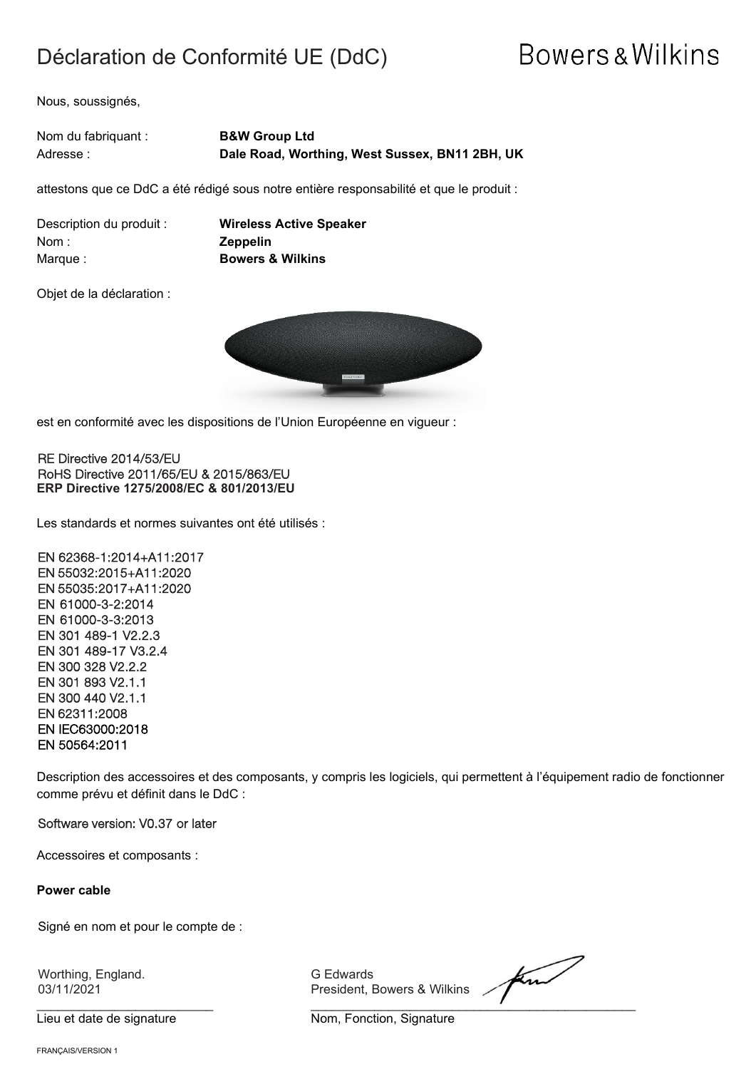# Déclaration de Conformité UE (DdC)

Bowers & Wilkins

Nous, soussignés,

| | |
|---|---|
| Nom du fabriquant : | **B&W Group Ltd** |
| Adresse : | **Dale Road, Worthing, West Sussex, BN11 2BH, UK** |

attestons que ce DdC a été rédigé sous notre entière responsabilité et que le produit :

| | |
|---|---|
| Description du produit : | **Wireless Active Speaker** |
| Nom : | **Zeppelin** |
| Marque : | **Bowers & Wilkins** |

Objet de la déclaration :

est en conformité avec les dispositions de l'Union Européenne en vigueur :

RE Directive 2014/53/EU
RoHS Directive 2011/65/EU & 2015/863/EU
**ERP Directive 1275/2008/EC & 801/2013/EU**

Les standards et normes suivantes ont été utilisés :

EN 62368-1:2014+A11:2017
EN 55032:2015+A11:2020
EN 55035:2017+A11:2020
EN 61000-3-2:2014
EN 61000-3-3:2013
EN 301 489-1 V2.2.3
EN 301 489-17 V3.2.4
EN 300 328 V2.2.2
EN 301 893 V2.1.1
EN 300 440 V2.1.1
EN 62311:2008
EN IEC63000:2018
EN 50564:2011

Description des accessoires et des composants, y compris les logiciels, qui permettent à l'équipement radio de fonctionner comme prévu et définit dans le DdC :

Software version: V0.37 or later

Accessoires et composants :

**Power cable**

Signé en nom et pour le compte de :

| Worthing, England.<br>03/11/2021 | G Edwards<br>President, Bowers & Wilkins |
|---|---|
| Lieu et date de signature | Nom, Fonction, Signature |

FRANÇAIS/VERSION 1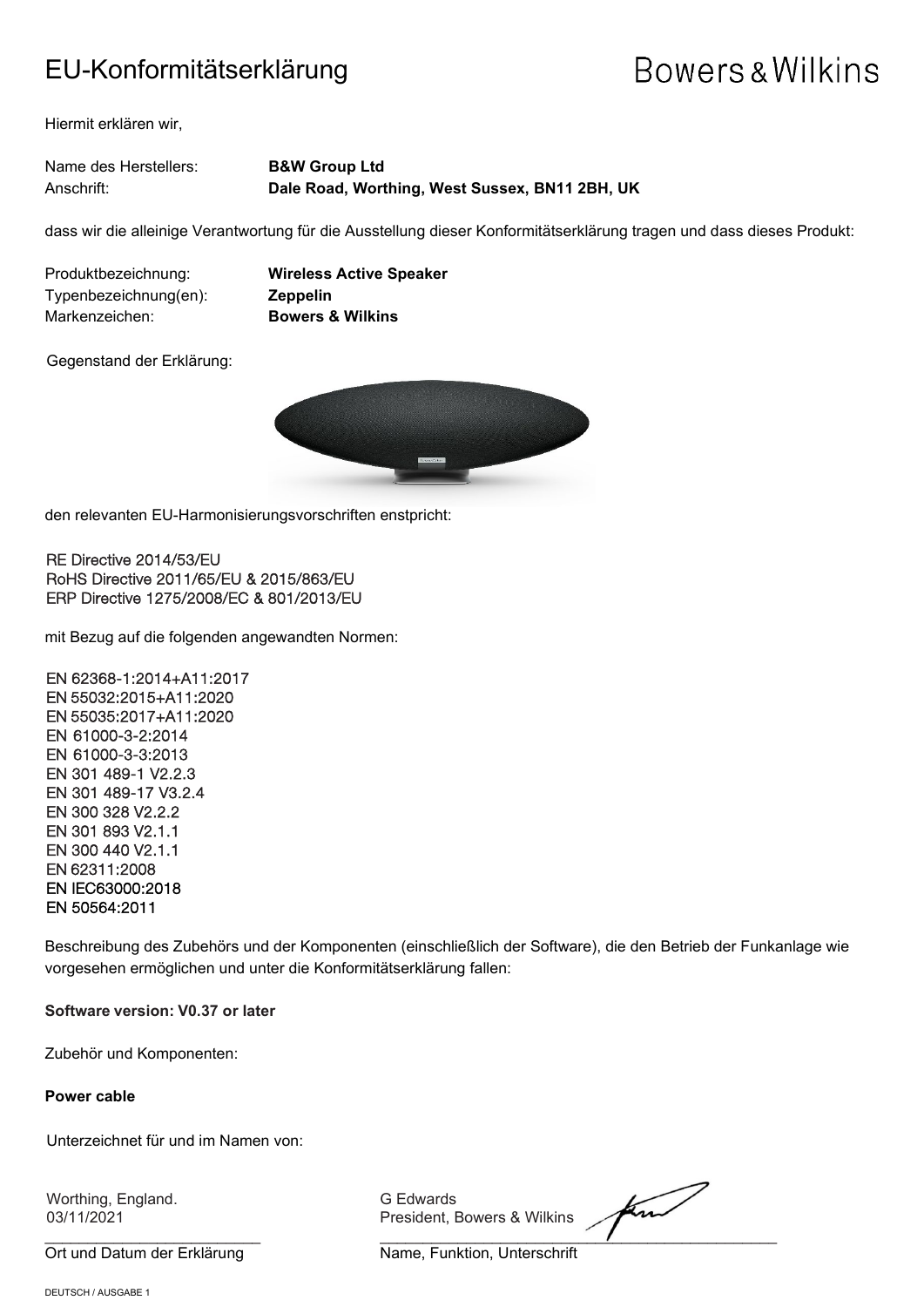# EU-Konformitätserklärung

Bowers & Wilkins

Hiermit erklären wir,

Name des Herstellers: **B&W Group Ltd**
Anschrift: **Dale Road, Worthing, West Sussex, BN11 2BH, UK**

dass wir die alleinige Verantwortung für die Ausstellung dieser Konformitätserklärung tragen und dass dieses Produkt:

Produktbezeichnung: **Wireless Active Speaker**
Typenbezeichnung(en): **Zeppelin**
Markenzeichen: **Bowers & Wilkins**

Gegenstand der Erklärung:

den relevanten EU-Harmonisierungsvorschriften entspricht:

RE Directive 2014/53/EU
RoHS Directive 2011/65/EU & 2015/863/EU
ERP Directive 1275/2008/EC & 801/2013/EU

mit Bezug auf die folgenden angewandten Normen:

EN 62368-1:2014+A11:2017
EN 55032:2015+A11:2020
EN 55035:2017+A11:2020
EN 61000-3-2:2014
EN 61000-3-3:2013
EN 301 489-1 V2.2.3
EN 301 489-17 V3.2.4
EN 300 328 V2.2.2
EN 301 893 V2.1.1
EN 300 440 V2.1.1
EN 62311:2008
EN IEC63000:2018
EN 50564:2011

Beschreibung des Zubehörs und der Komponenten (einschließlich der Software), die den Betrieb der Funkanlage wie vorgesehen ermöglichen und unter die Konformitätserklärung fallen:

**Software version: V0.37 or later**

Zubehör und Komponenten:

**Power cable**

Unterzeichnet für und im Namen von:

Worthing, England.
03/11/2021
Ort und Datum der Erklärung

G Edwards
President, Bowers & Wilkins
Name, Funktion, Unterschrift

DEUTSCH / AUSGABE 1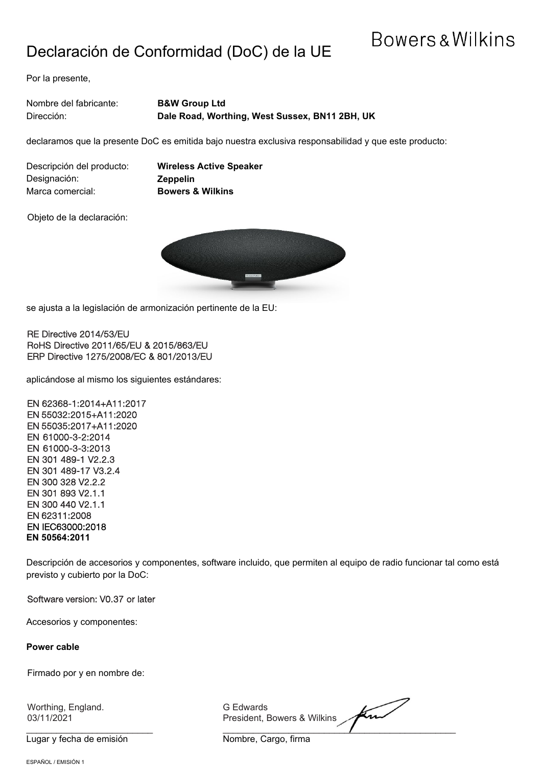Bowers & Wilkins

# Declaración de Conformidad (DoC) de la UE

Por la presente,

Nombre del fabricante: **B&W Group Ltd**
Dirección: **Dale Road, Worthing, West Sussex, BN11 2BH, UK**

declaramos que la presente DoC es emitida bajo nuestra exclusiva responsabilidad y que este producto:

Descripción del producto: **Wireless Active Speaker**
Designación: **Zeppelin**
Marca comercial: **Bowers & Wilkins**

Objeto de la declaración:

se ajusta a la legislación de armonización pertinente de la EU:

RE Directive 2014/53/EU
RoHS Directive 2011/65/EU & 2015/863/EU
ERP Directive 1275/2008/EC & 801/2013/EU

aplicándose al mismo los siguientes estándares:

EN 62368-1:2014+A11:2017
EN 55032:2015+A11:2020
EN 55035:2017+A11:2020
EN 61000-3-2:2014
EN 61000-3-3:2013
EN 301 489-1 V2.2.3
EN 301 489-17 V3.2.4
EN 300 328 V2.2.2
EN 301 893 V2.1.1
EN 300 440 V2.1.1
EN 62311:2008
EN IEC63000:2018
**EN 50564:2011**

Descripción de accesorios y componentes, software incluido, que permiten al equipo de radio funcionar tal como está previsto y cubierto por la DoC:

Software version: V0.37 or later

Accesorios y componentes:

**Power cable**

Firmado por y en nombre de:

Worthing, England.
03/11/2021
Lugar y fecha de emisión

G Edwards
President, Bowers & Wilkins
Nombre, Cargo, firma

ESPAÑOL / EMISIÓN 1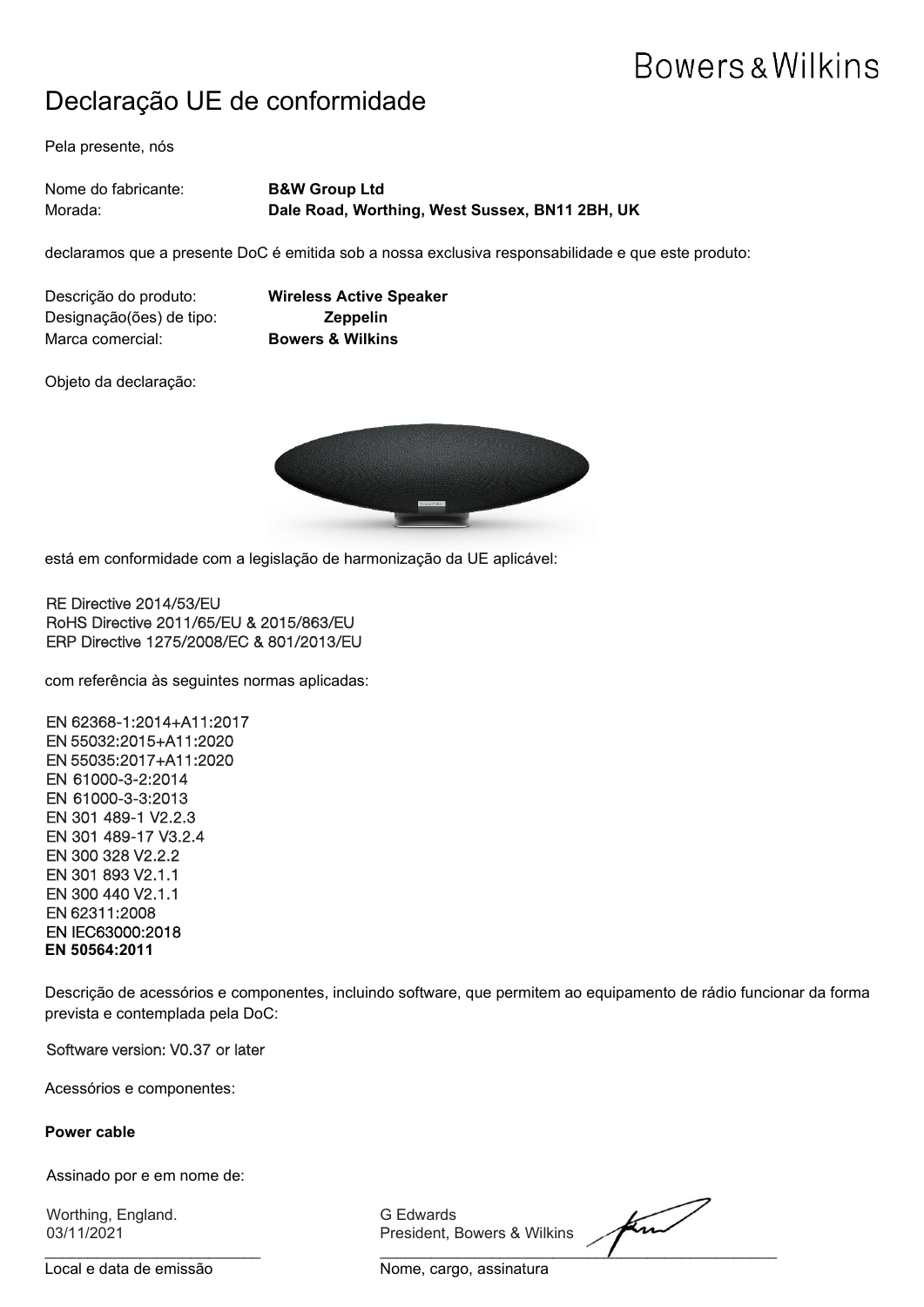Bowers & Wilkins

# Declaração UE de conformidade

Pela presente, nós

Nome do fabricante: **B&W Group Ltd**
Morada: **Dale Road, Worthing, West Sussex, BN11 2BH, UK**

declaramos que a presente DoC é emitida sob a nossa exclusiva responsabilidade e que este produto:

Descrição do produto: **Wireless Active Speaker**
Designação(ões) de tipo: **Zeppelin**
Marca comercial: **Bowers & Wilkins**

Objeto da declaração:

está em conformidade com a legislação de harmonização da UE aplicável:

RE Directive 2014/53/EU
RoHS Directive 2011/65/EU & 2015/863/EU
ERP Directive 1275/2008/EC & 801/2013/EU

com referência às seguintes normas aplicadas:

EN 62368-1:2014+A11:2017
EN 55032:2015+A11:2020
EN 55035:2017+A11:2020
EN 61000-3-2:2014
EN 61000-3-3:2013
EN 301 489-1 V2.2.3
EN 301 489-17 V3.2.4
EN 300 328 V2.2.2
EN 301 893 V2.1.1
EN 300 440 V2.1.1
EN 62311:2008
EN IEC63000:2018
**EN 50564:2011**

Descrição de acessórios e componentes, incluindo software, que permitem ao equipamento de rádio funcionar da forma prevista e contemplada pela DoC:

Software version: V0.37 or later

Acessórios e componentes:

**Power cable**

Assinado por e em nome de:

Worthing, England.
03/11/2021

Local e data de emissão

G Edwards
President, Bowers & Wilkins

Nome, cargo, assinatura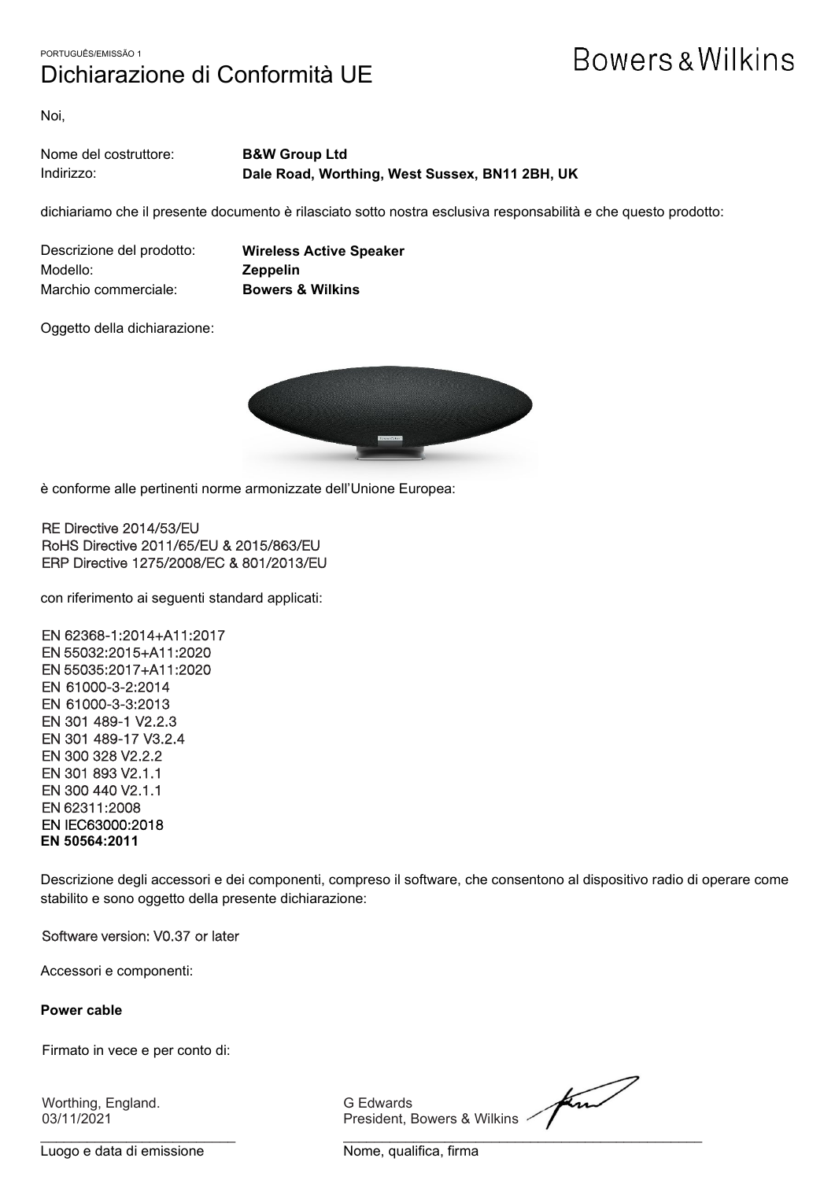PORTUGUÊS/EMISSÃO 1

# Dichiarazione di Conformità UE

Bowers & Wilkins

Noi,

Nome del costruttore: **B&W Group Ltd**
Indirizzo: **Dale Road, Worthing, West Sussex, BN11 2BH, UK**

dichiariamo che il presente documento è rilasciato sotto nostra esclusiva responsabilità e che questo prodotto:

Descrizione del prodotto: **Wireless Active Speaker**
Modello: **Zeppelin**
Marchio commerciale: **Bowers & Wilkins**

Oggetto della dichiarazione:

è conforme alle pertinenti norme armonizzate dell'Unione Europea:

RE Directive 2014/53/EU
RoHS Directive 2011/65/EU & 2015/863/EU
ERP Directive 1275/2008/EC & 801/2013/EU

con riferimento ai seguenti standard applicati:

EN 62368-1:2014+A11:2017
EN 55032:2015+A11:2020
EN 55035:2017+A11:2020
EN 61000-3-2:2014
EN 61000-3-3:2013
EN 301 489-1 V2.2.3
EN 301 489-17 V3.2.4
EN 300 328 V2.2.2
EN 301 893 V2.1.1
EN 300 440 V2.1.1
EN 62311:2008
EN IEC63000:2018
**EN 50564:2011**

Descrizione degli accessori e dei componenti, compreso il software, che consentono al dispositivo radio di operare come stabilito e sono oggetto della presente dichiarazione:

Software version: V0.37 or later

Accessori e componenti:

**Power cable**

Firmato in vece e per conto di:

Worthing, England.
03/11/2021

Luogo e data di emissione

G Edwards
President, Bowers & Wilkins

Nome, qualifica, firma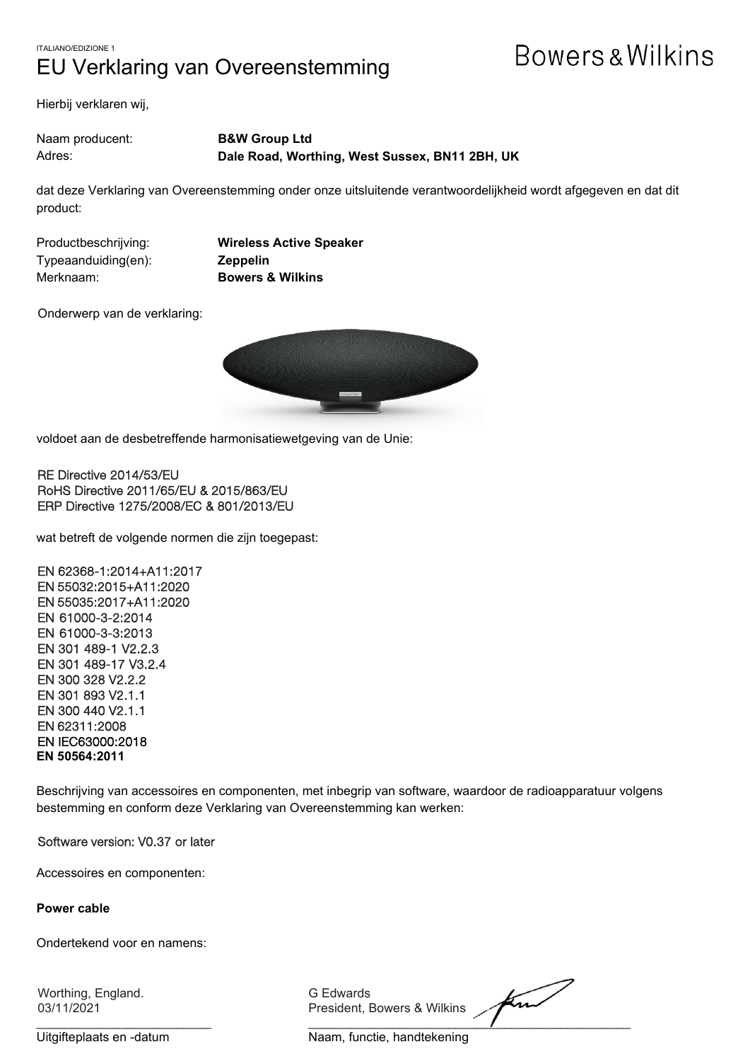ITALIANO/EDIZIONE 1

# EU Verklaring van Overeenstemming

Bowers & Wilkins

Hierbij verklaren wij,

Naam producent: **B&W Group Ltd**
Adres: **Dale Road, Worthing, West Sussex, BN11 2BH, UK**

dat deze Verklaring van Overeenstemming onder onze uitsluitende verantwoordelijkheid wordt afgegeven en dat dit product:

Productbeschrijving: **Wireless Active Speaker**
Typeaanduiding(en): **Zeppelin**
Merknaam: **Bowers & Wilkins**

Onderwerp van de verklaring:

voldoet aan de desbetreffende harmonisatiewetgeving van de Unie:

RE Directive 2014/53/EU
RoHS Directive 2011/65/EU & 2015/863/EU
ERP Directive 1275/2008/EC & 801/2013/EU

wat betreft de volgende normen die zijn toegepast:

EN 62368-1:2014+A11:2017
EN 55032:2015+A11:2020
EN 55035:2017+A11:2020
EN 61000-3-2:2014
EN 61000-3-3:2013
EN 301 489-1 V2.2.3
EN 301 489-17 V3.2.4
EN 300 328 V2.2.2
EN 301 893 V2.1.1
EN 300 440 V2.1.1
EN 62311:2008
EN IEC63000:2018
**EN 50564:2011**

Beschrijving van accessoires en componenten, met inbegrip van software, waardoor de radioapparatuur volgens bestemming en conform deze Verklaring van Overeenstemming kan werken:

Software version: V0.37 or later

Accessoires en componenten:

**Power cable**

Ondertekend voor en namens:

Worthing, England.
03/11/2021

Uitgifteplaats en -datum

G Edwards
President, Bowers & Wilkins

Naam, functie, handtekening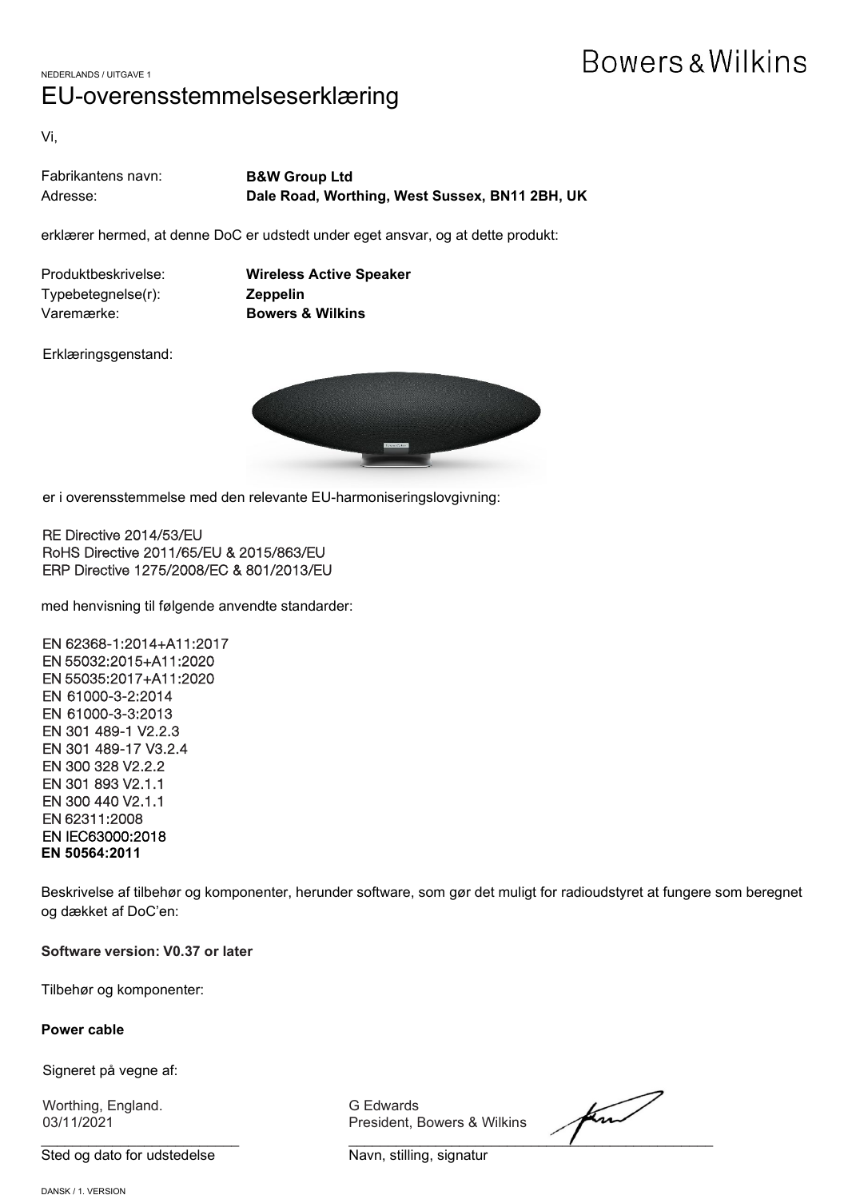NEDERLANDS / UITGAVE 1

Bowers & Wilkins

# EU-overensstemmelseserklæring

Vi,

Fabrikantens navn: **B&W Group Ltd**
Adresse: **Dale Road, Worthing, West Sussex, BN11 2BH, UK**

erklærer hermed, at denne DoC er udstedt under eget ansvar, og at dette produkt:

Produktbeskrivelse: **Wireless Active Speaker**
Typebetegnelse(r): **Zeppelin**
Varemærke: **Bowers & Wilkins**

Erklæringsgenstand:

er i overensstemmelse med den relevante EU-harmoniseringslovgivning:

RE Directive 2014/53/EU
RoHS Directive 2011/65/EU & 2015/863/EU
ERP Directive 1275/2008/EC & 801/2013/EU

med henvisning til følgende anvendte standarder:

EN 62368-1:2014+A11:2017
EN 55032:2015+A11:2020
EN 55035:2017+A11:2020
EN 61000-3-2:2014
EN 61000-3-3:2013
EN 301 489-1 V2.2.3
EN 301 489-17 V3.2.4
EN 300 328 V2.2.2
EN 301 893 V2.1.1
EN 300 440 V2.1.1
EN 62311:2008
EN IEC63000:2018
**EN 50564:2011**

Beskrivelse af tilbehør og komponenter, herunder software, som gør det muligt for radioudstyret at fungere som beregnet og dækket af DoC'en:

**Software version: V0.37 or later**

Tilbehør og komponenter:

**Power cable**

Signeret på vegne af:

Worthing, England.
03/11/2021

Sted og dato for udstedelse

G Edwards
President, Bowers & Wilkins

Navn, stilling, signatur

DANSK / 1. VERSION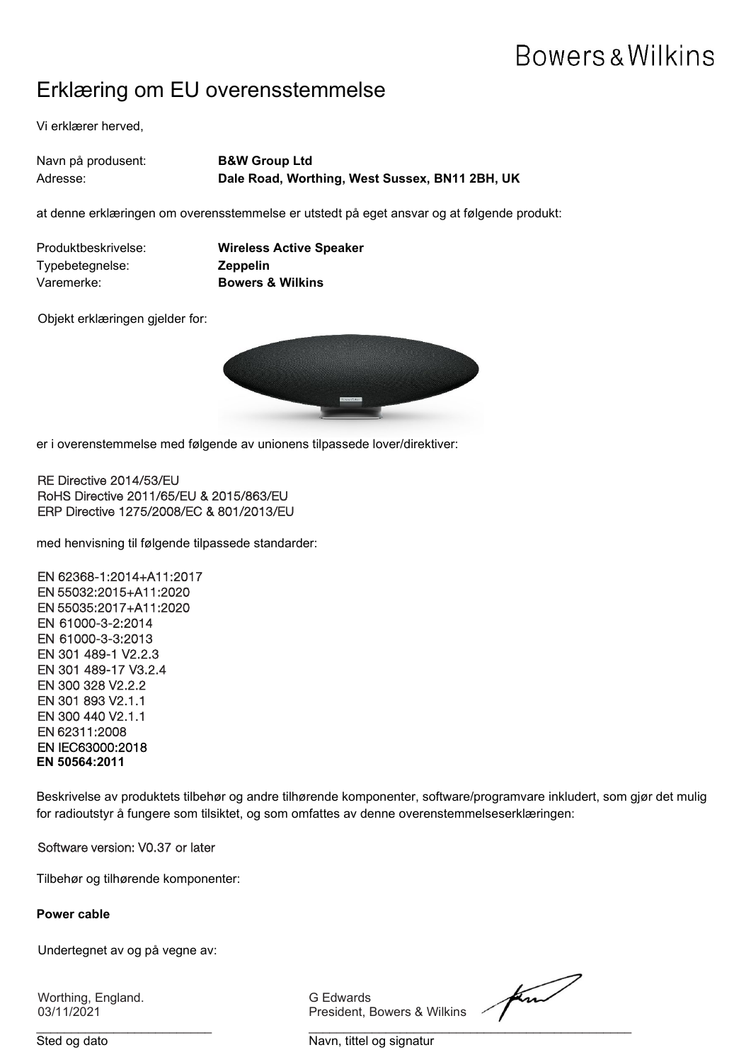Bowers & Wilkins

# Erklæring om EU overensstemmelse

Vi erklærer herved,

Navn på produsent: **B&W Group Ltd**
Adresse: **Dale Road, Worthing, West Sussex, BN11 2BH, UK**

at denne erklæringen om overensstemmelse er utstedt på eget ansvar og at følgende produkt:

Produktbeskrivelse: **Wireless Active Speaker**
Typebetegnelse: **Zeppelin**
Varemerke: **Bowers & Wilkins**

Objekt erklæringen gjelder for:

er i overenstemmelse med følgende av unionens tilpassede lover/direktiver:

RE Directive 2014/53/EU
RoHS Directive 2011/65/EU & 2015/863/EU
ERP Directive 1275/2008/EC & 801/2013/EU

med henvisning til følgende tilpassede standarder:

EN 62368-1:2014+A11:2017
EN 55032:2015+A11:2020
EN 55035:2017+A11:2020
EN 61000-3-2:2014
EN 61000-3-3:2013
EN 301 489-1 V2.2.3
EN 301 489-17 V3.2.4
EN 300 328 V2.2.2
EN 301 893 V2.1.1
EN 300 440 V2.1.1
EN 62311:2008
EN IEC63000:2018
**EN 50564:2011**

Beskrivelse av produktets tilbehør og andre tilhørende komponenter, software/programvare inkludert, som gjør det mulig for radioutstyr å fungere som tilsiktet, og som omfattes av denne overenstemmelseserklæringen:

Software version: V0.37 or later

Tilbehør og tilhørende komponenter:

**Power cable**

Undertegnet av og på vegne av:

Worthing, England.
03/11/2021

Sted og dato

G Edwards
President, Bowers & Wilkins

Navn, tittel og signatur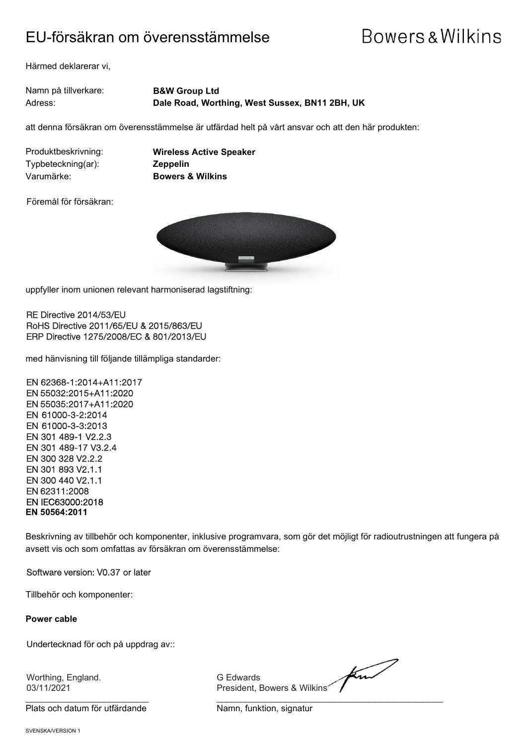# EU-försäkran om överensstämmelse

Bowers & Wilkins

Härmed deklarerar vi,

Namn på tillverkare: **B&W Group Ltd**
Adress: **Dale Road, Worthing, West Sussex, BN11 2BH, UK**

att denna försäkran om överensstämmelse är utfärdad helt på vårt ansvar och att den här produkten:

Produktbeskrivning: **Wireless Active Speaker**
Typbeteckning(ar): **Zeppelin**
Varumärke: **Bowers & Wilkins**

Föremål för försäkran:

uppfyller inom unionen relevant harmoniserad lagstiftning:

RE Directive 2014/53/EU
RoHS Directive 2011/65/EU & 2015/863/EU
ERP Directive 1275/2008/EC & 801/2013/EU

med hänvisning till följande tillämpliga standarder:

EN 62368-1:2014+A11:2017
EN 55032:2015+A11:2020
EN 55035:2017+A11:2020
EN 61000-3-2:2014
EN 61000-3-3:2013
EN 301 489-1 V2.2.3
EN 301 489-17 V3.2.4
EN 300 328 V2.2.2
EN 301 893 V2.1.1
EN 300 440 V2.1.1
EN 62311:2008
EN IEC63000:2018
**EN 50564:2011**

Beskrivning av tillbehör och komponenter, inklusive programvara, som gör det möjligt för radioutrustningen att fungera på avsett vis och som omfattas av försäkran om överensstämmelse:

Software version: V0.37 or later

Tillbehör och komponenter:

**Power cable**

Undertecknad för och på uppdrag av::

Worthing, England.
03/11/2021

Plats och datum för utfärdande

G Edwards
President, Bowers & Wilkins

Namn, funktion, signatur

SVENSKA/VERSION 1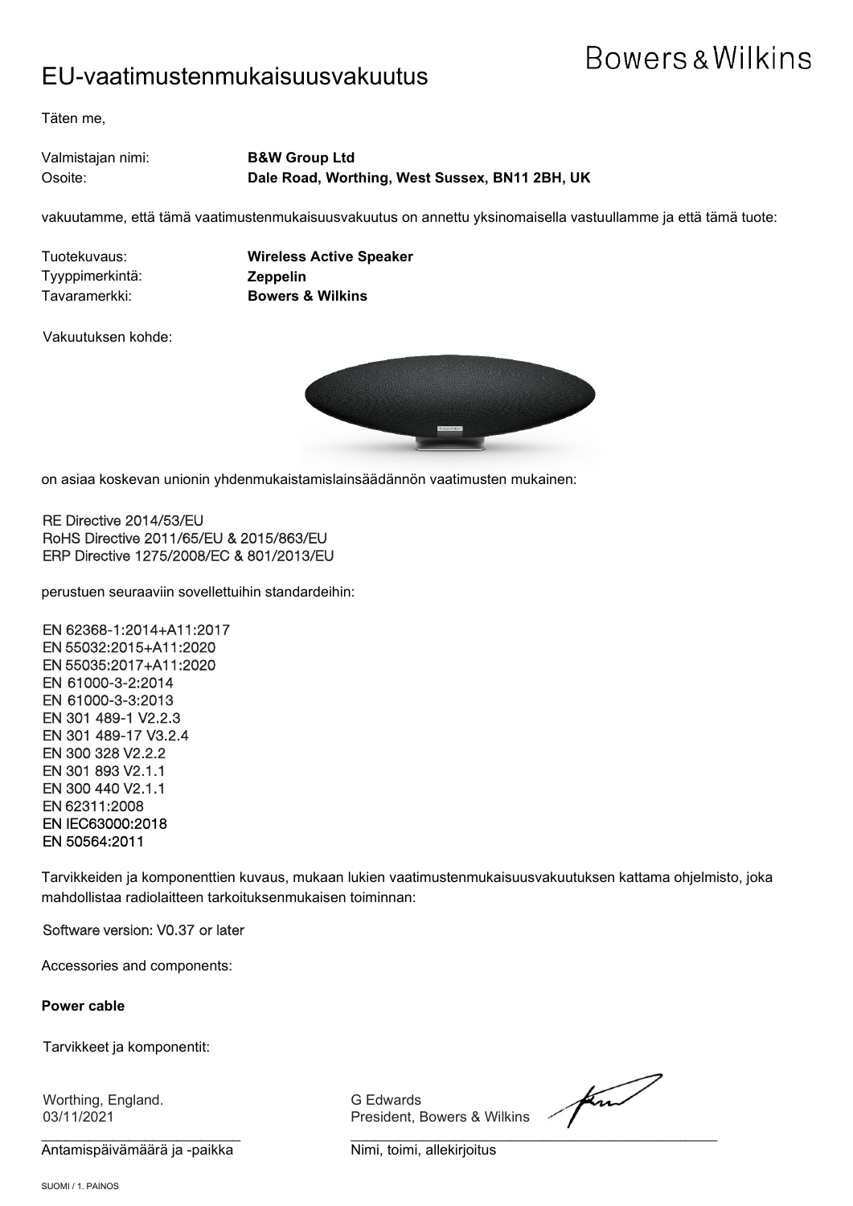Bowers & Wilkins

# EU-vaatimustenmukaisuusvakuutus

Täten me,

Valmistajan nimi: **B&W Group Ltd**
Osoite: **Dale Road, Worthing, West Sussex, BN11 2BH, UK**

vakuutamme, että tämä vaatimustenmukaisuusvakuutus on annettu yksinomaisella vastuullamme ja että tämä tuote:

Tuotekuvaus: **Wireless Active Speaker**
Tyyppimerkintä: **Zeppelin**
Tavaramerkki: **Bowers & Wilkins**

Vakuutuksen kohde:

on asiaa koskevan unionin yhdenmukaistamislainsäädännön vaatimusten mukainen:

RE Directive 2014/53/EU
RoHS Directive 2011/65/EU & 2015/863/EU
ERP Directive 1275/2008/EC & 801/2013/EU

perustuen seuraaviin sovellettuihin standardeihin:

EN 62368-1:2014+A11:2017
EN 55032:2015+A11:2020
EN 55035:2017+A11:2020
EN 61000-3-2:2014
EN 61000-3-3:2013
EN 301 489-1 V2.2.3
EN 301 489-17 V3.2.4
EN 300 328 V2.2.2
EN 301 893 V2.1.1
EN 300 440 V2.1.1
EN 62311:2008
EN IEC63000:2018
EN 50564:2011

Tarvikkeiden ja komponenttien kuvaus, mukaan lukien vaatimustenmukaisuusvakuutuksen kattama ohjelmisto, joka mahdollistaa radiolaitteen tarkoituksenmukaisen toiminnan:

Software version: V0.37 or later

Accessories and components:

**Power cable**

Tarvikkeet ja komponentit:

Worthing, England.
03/11/2021
Antamispäivämäärä ja -paikka

G Edwards
President, Bowers & Wilkins
Nimi, toimi, allekirjoitus

SUOMI / 1. PAINOS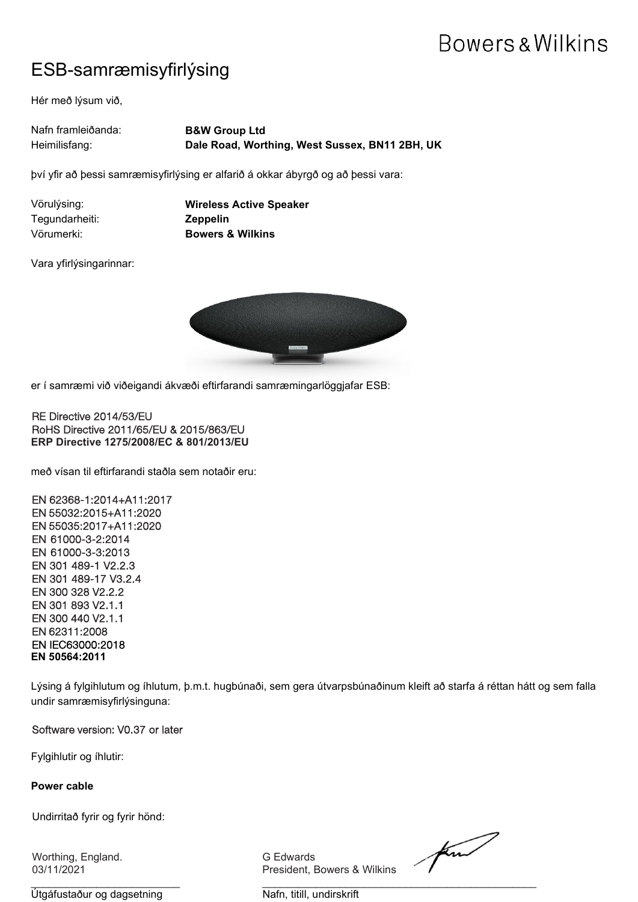Bowers & Wilkins

# ESB-samræmisyfirlýsing

Hér með lýsum við,

Nafn framleiðanda: **B&W Group Ltd**
Heimilisfang: **Dale Road, Worthing, West Sussex, BN11 2BH, UK**

því yfir að þessi samræmisyfirlýsing er alfarið á okkar ábyrgð og að þessi vara:

Vörulýsing: **Wireless Active Speaker**
Tegundarheiti: **Zeppelin**
Vörumerki: **Bowers & Wilkins**

Vara yfirlýsingarinnar:

er í samræmi við viðeigandi ákvæði eftirfarandi samræmingarlöggjafar ESB:

RE Directive 2014/53/EU
RoHS Directive 2011/65/EU & 2015/863/EU
**ERP Directive 1275/2008/EC & 801/2013/EU**

með vísan til eftirfarandi staðla sem notaðir eru:

EN 62368-1:2014+A11:2017
EN 55032:2015+A11:2020
EN 55035:2017+A11:2020
EN 61000-3-2:2014
EN 61000-3-3:2013
EN 301 489-1 V2.2.3
EN 301 489-17 V3.2.4
EN 300 328 V2.2.2
EN 301 893 V2.1.1
EN 300 440 V2.1.1
EN 62311:2008
EN IEC63000:2018
**EN 50564:2011**

Lýsing á fylgihlutum og íhlutum, þ.m.t. hugbúnaði, sem gera útvarpsbúnaðinum kleift að starfa á réttan hátt og sem falla undir samræmisyfirlýsinguna:

Software version: V0.37 or later

Fylgihlutir og íhlutir:

**Power cable**

Undirritað fyrir og fyrir hönd:

Worthing, England.
03/11/2021
Útgáfustaður og dagsetning

G Edwards
President, Bowers & Wilkins
Nafn, titill, undirskrift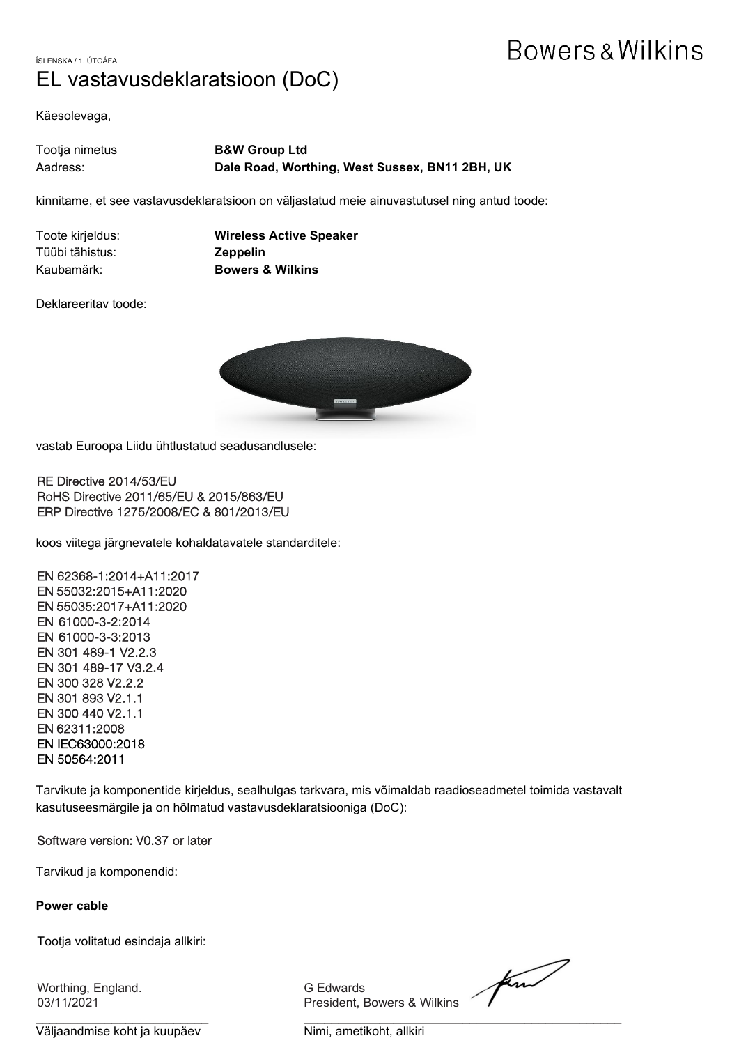ÍSLENSKA / 1. ÚTGÁFA

# EL vastavusdeklaratsioon (DoC)

Käesolevaga,

| | |
|---|---|
| Tootja nimetus | **B&W Group Ltd** |
| Aadress: | **Dale Road, Worthing, West Sussex, BN11 2BH, UK** |

kinnitame, et see vastavusdeklaratsioon on väljastatud meie ainuvastutusel ning antud toode:

| | |
|---|---|
| Toote kirjeldus: | **Wireless Active Speaker** |
| Tüübi tähistus: | **Zeppelin** |
| Kaubamärk: | **Bowers & Wilkins** |

Deklareeritav toode:

vastab Euroopa Liidu ühtlustatud seadusandlusele:

RE Directive 2014/53/EU
RoHS Directive 2011/65/EU & 2015/863/EU
ERP Directive 1275/2008/EC & 801/2013/EU

koos viitega järgnevatele kohaldatavatele standarditele:

EN 62368-1:2014+A11:2017
EN 55032:2015+A11:2020
EN 55035:2017+A11:2020
EN 61000-3-2:2014
EN 61000-3-3:2013
EN 301 489-1 V2.2.3
EN 301 489-17 V3.2.4
EN 300 328 V2.2.2
EN 301 893 V2.1.1
EN 300 440 V2.1.1
EN 62311:2008
EN IEC63000:2018
EN 50564:2011

Tarvikute ja komponentide kirjeldus, sealhulgas tarkvara, mis võimaldab raadioseadmetel toimida vastavalt kasutuseesmärgile ja on hõlmatud vastavusdeklaratsiooniga (DoC):

Software version: V0.37 or later

Tarvikud ja komponendid:

**Power cable**

Tootja volitatud esindaja allkiri:

| | |
|---|---|
| Worthing, England.<br>03/11/2021 | G Edwards<br>President, Bowers & Wilkins |
| Väljaandmise koht ja kuupäev | Nimi, ametikoht, allkiri |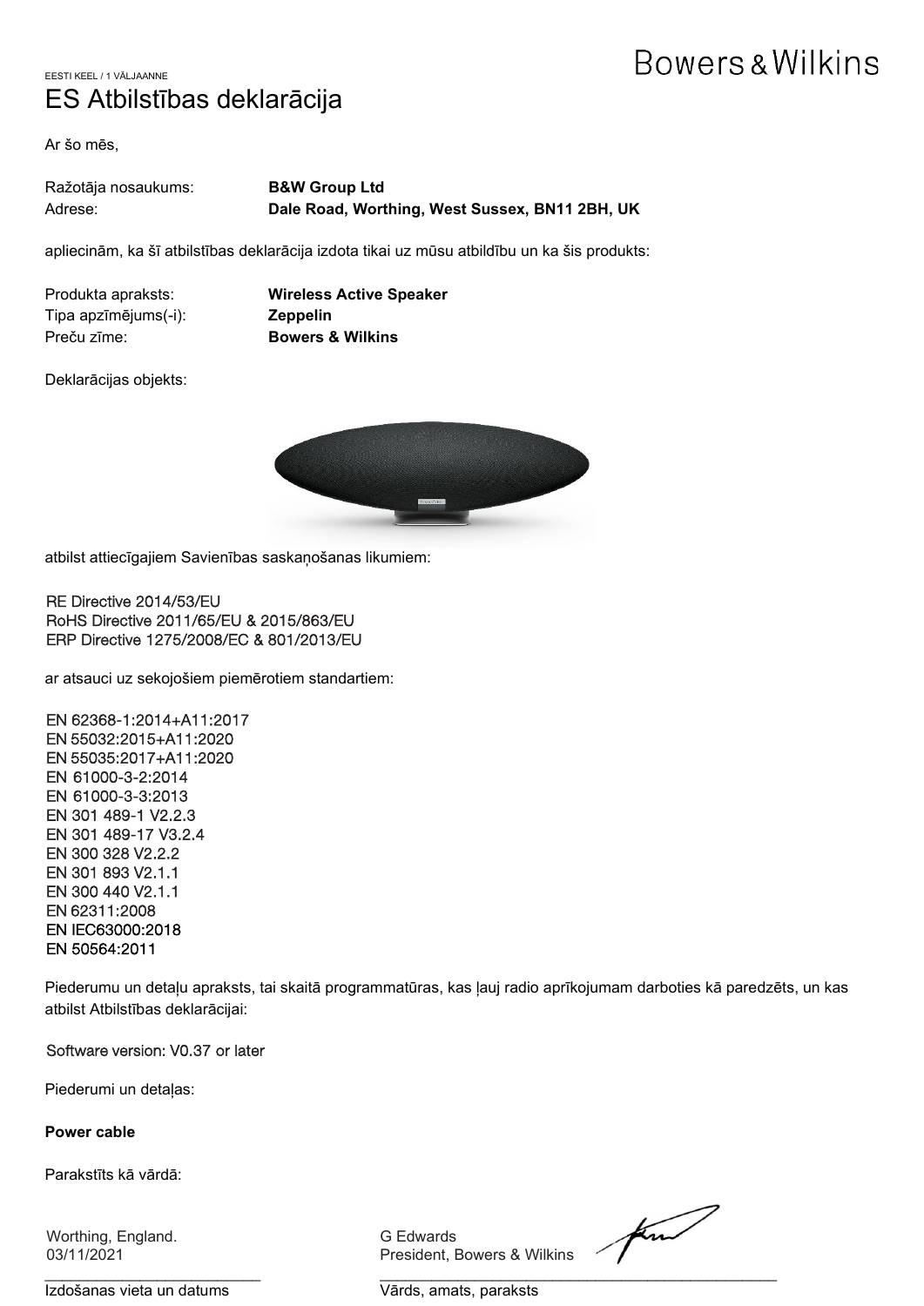EESTI KEEL / 1 VÄLJAANNE

# ES Atbilstības deklarācija

Ar šo mēs,

Ražotāja nosaukums: **B&W Group Ltd**
Adrese: **Dale Road, Worthing, West Sussex, BN11 2BH, UK**

apliecinām, ka šī atbilstības deklarācija izdota tikai uz mūsu atbildību un ka šis produkts:

Produkta apraksts: **Wireless Active Speaker**
Tipa apzīmējums(-i): **Zeppelin**
Preču zīme: **Bowers & Wilkins**

Deklarācijas objekts:

atbilst attiecīgajiem Savienības saskaņošanas likumiem:

RE Directive 2014/53/EU
RoHS Directive 2011/65/EU & 2015/863/EU
ERP Directive 1275/2008/EC & 801/2013/EU

ar atsauci uz sekojošiem piemērotiem standartiem:

EN 62368-1:2014+A11:2017
EN 55032:2015+A11:2020
EN 55035:2017+A11:2020
EN 61000-3-2:2014
EN 61000-3-3:2013
EN 301 489-1 V2.2.3
EN 301 489-17 V3.2.4
EN 300 328 V2.2.2
EN 301 893 V2.1.1
EN 300 440 V2.1.1
EN 62311:2008
EN IEC63000:2018
EN 50564:2011

Piederumu un detaļu apraksts, tai skaitā programmatūras, kas ļauj radio aprīkojumam darboties kā paredzēts, un kas atbilst Atbilstības deklarācijai:

Software version: V0.37 or later

Piederumi un detaļas:

**Power cable**

Parakstīts kā vārdā:

Worthing, England.
03/11/2021
Izdošanas vieta un datums

G Edwards
President, Bowers & Wilkins
Vārds, amats, paraksts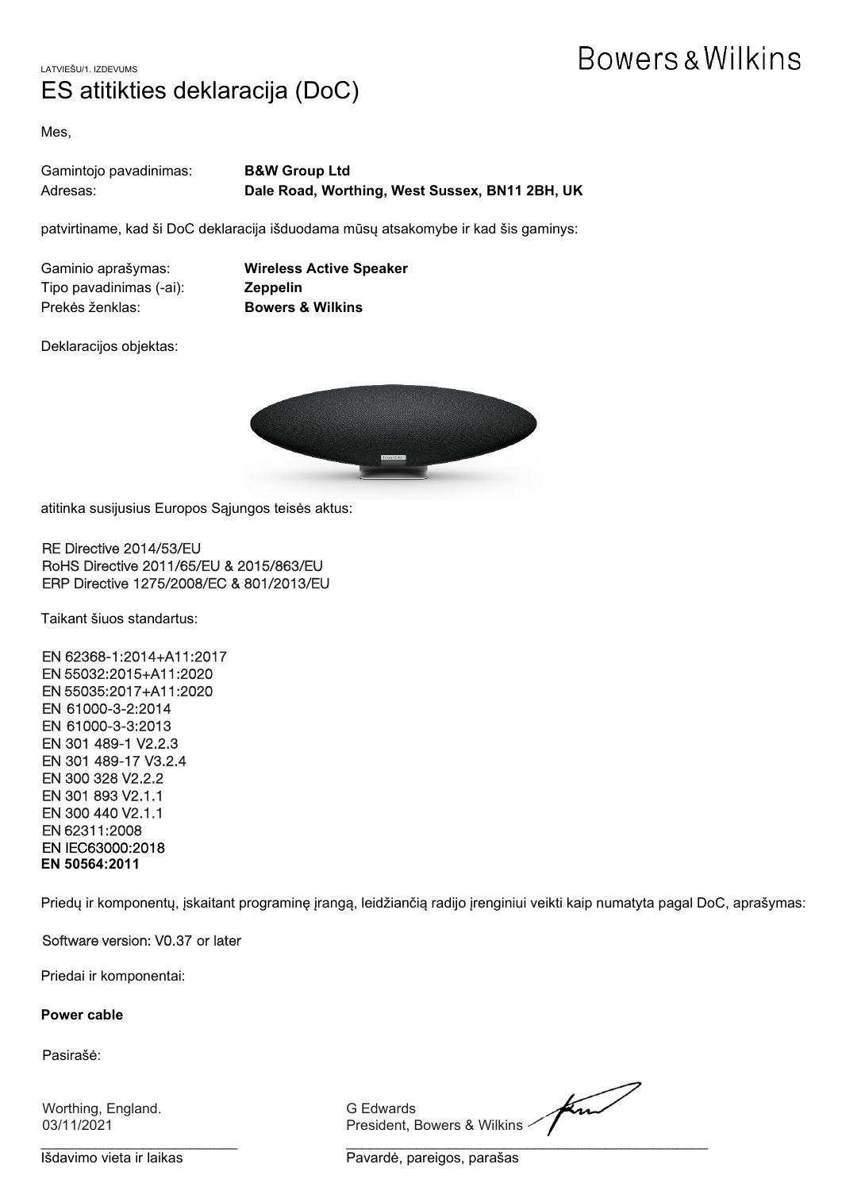LATVIEŠU/1. IZDEVUMS

Bowers & Wilkins

# ES atitikties deklaracija (DoC)

Mes,

Gamintojo pavadinimas: **B&W Group Ltd**
Adresas: **Dale Road, Worthing, West Sussex, BN11 2BH, UK**

patvirtiname, kad ši DoC deklaracija išduodama mūsų atsakomybe ir kad šis gaminys:

Gaminio aprašymas: **Wireless Active Speaker**
Tipo pavadinimas (-ai): **Zeppelin**
Prekės ženklas: **Bowers & Wilkins**

Deklaracijos objektas:

atitinka susijusius Europos Sąjungos teisės aktus:

RE Directive 2014/53/EU
RoHS Directive 2011/65/EU & 2015/863/EU
ERP Directive 1275/2008/EC & 801/2013/EU

Taikant šiuos standartus:

EN 62368-1:2014+A11:2017
EN 55032:2015+A11:2020
EN 55035:2017+A11:2020
EN 61000-3-2:2014
EN 61000-3-3:2013
EN 301 489-1 V2.2.3
EN 301 489-17 V3.2.4
EN 300 328 V2.2.2
EN 301 893 V2.1.1
EN 300 440 V2.1.1
EN 62311:2008
EN IEC63000:2018
**EN 50564:2011**

Priedų ir komponentų, įskaitant programinę įrangą, leidžiančią radijo įrenginiui veikti kaip numatyta pagal DoC, aprašymas:

Software version: V0.37 or later

Priedai ir komponentai:

**Power cable**

Pasirašė:

Worthing, England.
03/11/2021

Išdavimo vieta ir laikas

G Edwards
President, Bowers & Wilkins

Pavardė, pareigos, parašas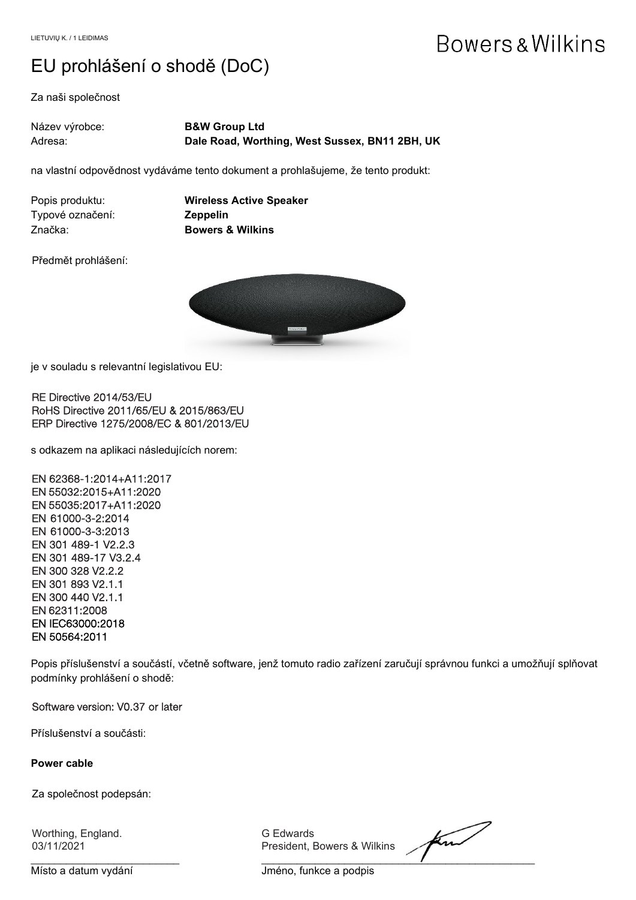LIETUVIŲ K. / 1 LEIDIMAS

Bowers & Wilkins

# EU prohlášení o shodě (DoC)

Za naši společnost

Název výrobce: **B&W Group Ltd**
Adresa: **Dale Road, Worthing, West Sussex, BN11 2BH, UK**

na vlastní odpovědnost vydáváme tento dokument a prohlašujeme, že tento produkt:

Popis produktu: **Wireless Active Speaker**
Typové označení: **Zeppelin**
Značka: **Bowers & Wilkins**

Předmět prohlášení:

je v souladu s relevantní legislativou EU:

RE Directive 2014/53/EU
RoHS Directive 2011/65/EU & 2015/863/EU
ERP Directive 1275/2008/EC & 801/2013/EU

s odkazem na aplikaci následujících norem:

EN 62368-1:2014+A11:2017
EN 55032:2015+A11:2020
EN 55035:2017+A11:2020
EN 61000-3-2:2014
EN 61000-3-3:2013
EN 301 489-1 V2.2.3
EN 301 489-17 V3.2.4
EN 300 328 V2.2.2
EN 301 893 V2.1.1
EN 300 440 V2.1.1
EN 62311:2008
EN IEC63000:2018
EN 50564:2011

Popis příslušenství a součástí, včetně software, jenž tomuto radio zařízení zaručují správnou funkci a umožňují splňovat podmínky prohlášení o shodě:

Software version: V0.37 or later

Příslušenství a součásti:

**Power cable**

Za společnost podepsán:

Worthing, England.
03/11/2021
Místo a datum vydání

G Edwards
President, Bowers & Wilkins
Jméno, funkce a podpis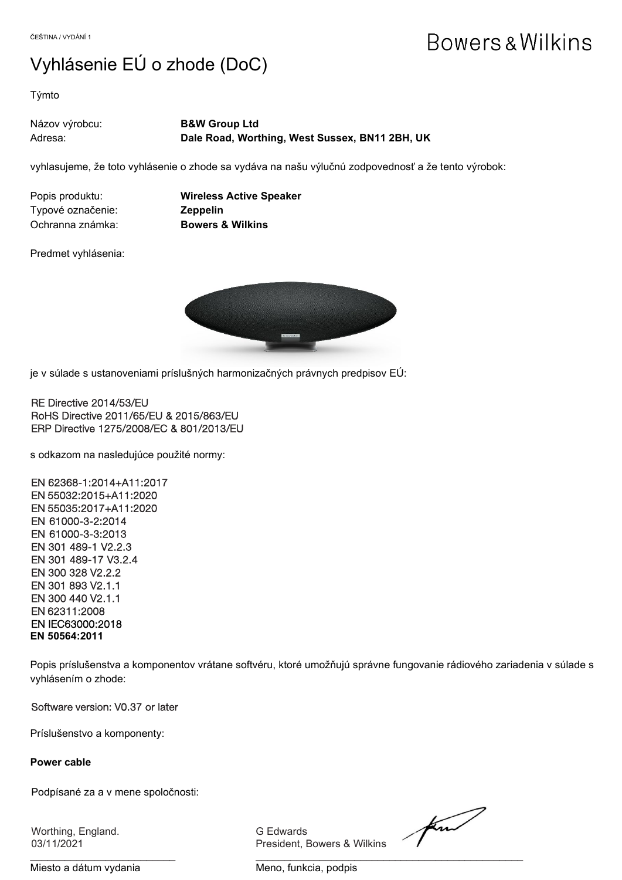ČEŠTINA / VYDÁNÍ 1

Bowers & Wilkins

# Vyhlásenie EÚ o zhode (DoC)

Týmto

| | |
|---|---|
| Názov výrobcu: | **B&W Group Ltd** |
| Adresa: | **Dale Road, Worthing, West Sussex, BN11 2BH, UK** |

vyhlasujeme, že toto vyhlásenie o zhode sa vydáva na našu výlučnú zodpovednosť a že tento výrobok:

| | |
|---|---|
| Popis produktu: | **Wireless Active Speaker** |
| Typové označenie: | **Zeppelin** |
| Ochranná známka: | **Bowers & Wilkins** |

Predmet vyhlásenia:

je v súlade s ustanoveniami príslušných harmonizačných právnych predpisov EÚ:

RE Directive 2014/53/EU
RoHS Directive 2011/65/EU & 2015/863/EU
ERP Directive 1275/2008/EC & 801/2013/EU

s odkazom na nasledujúce použité normy:

EN 62368-1:2014+A11:2017
EN 55032:2015+A11:2020
EN 55035:2017+A11:2020
EN 61000-3-2:2014
EN 61000-3-3:2013
EN 301 489-1 V2.2.3
EN 301 489-17 V3.2.4
EN 300 328 V2.2.2
EN 301 893 V2.1.1
EN 300 440 V2.1.1
EN 62311:2008
EN IEC63000:2018
**EN 50564:2011**

Popis príslušenstva a komponentov vrátane softvéru, ktoré umožňujú správne fungovanie rádiového zariadenia v súlade s vyhlásením o zhode:

Software version: V0.37 or later

Príslušenstvo a komponenty:

**Power cable**

Podpísané za a v mene spoločnosti:

| | |
|---|---|
| Worthing, England.<br>03/11/2021 | G Edwards<br>President, Bowers & Wilkins |
| Miesto a dátum vydania | Meno, funkcia, podpis |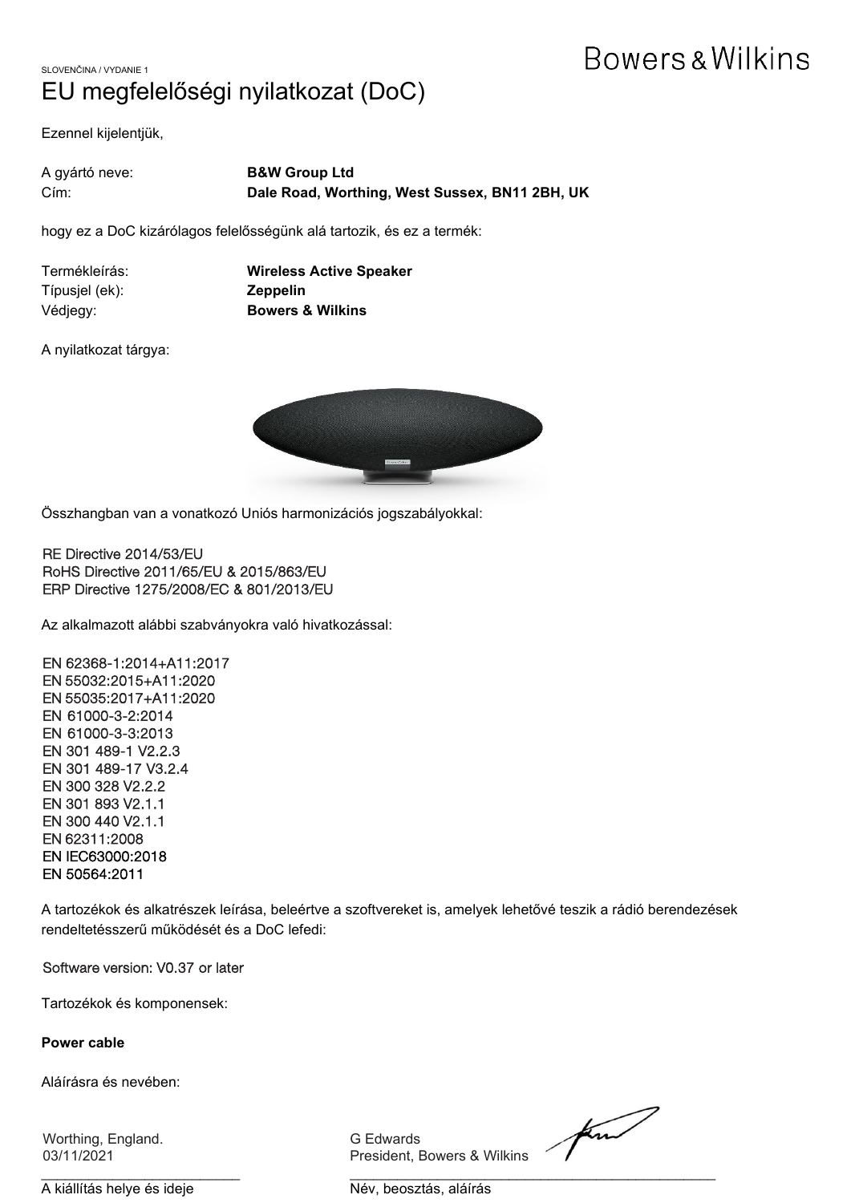SLOVENČINA / VYDANIE 1

# EU megfelelőségi nyilatkozat (DoC)

Ezennel kijelentjük,

A gyártó neve: **B&W Group Ltd**
Cím: **Dale Road, Worthing, West Sussex, BN11 2BH, UK**

hogy ez a DoC kizárólagos felelősségünk alá tartozik, és ez a termék:

Termékleírás: **Wireless Active Speaker**
Típusjel (ek): **Zeppelin**
Védjegy: **Bowers & Wilkins**

A nyilatkozat tárgya:

Összhangban van a vonatkozó Uniós harmonizációs jogszabályokkal:

RE Directive 2014/53/EU
RoHS Directive 2011/65/EU & 2015/863/EU
ERP Directive 1275/2008/EC & 801/2013/EU

Az alkalmazott alábbi szabványokra való hivatkozással:

EN 62368-1:2014+A11:2017
EN 55032:2015+A11:2020
EN 55035:2017+A11:2020
EN 61000-3-2:2014
EN 61000-3-3:2013
EN 301 489-1 V2.2.3
EN 301 489-17 V3.2.4
EN 300 328 V2.2.2
EN 301 893 V2.1.1
EN 300 440 V2.1.1
EN 62311:2008
EN IEC63000:2018
EN 50564:2011

A tartozékok és alkatrészek leírása, beleértve a szoftvereket is, amelyek lehetővé teszik a rádió berendezések rendeltetésszerű működését és a DoC lefedi:

Software version: V0.37 or later

Tartozékok és komponensek:

**Power cable**

Aláírásra és nevében:

Worthing, England.
03/11/2021

A kiállítás helye és ideje

G Edwards
President, Bowers & Wilkins

Név, beosztás, aláírás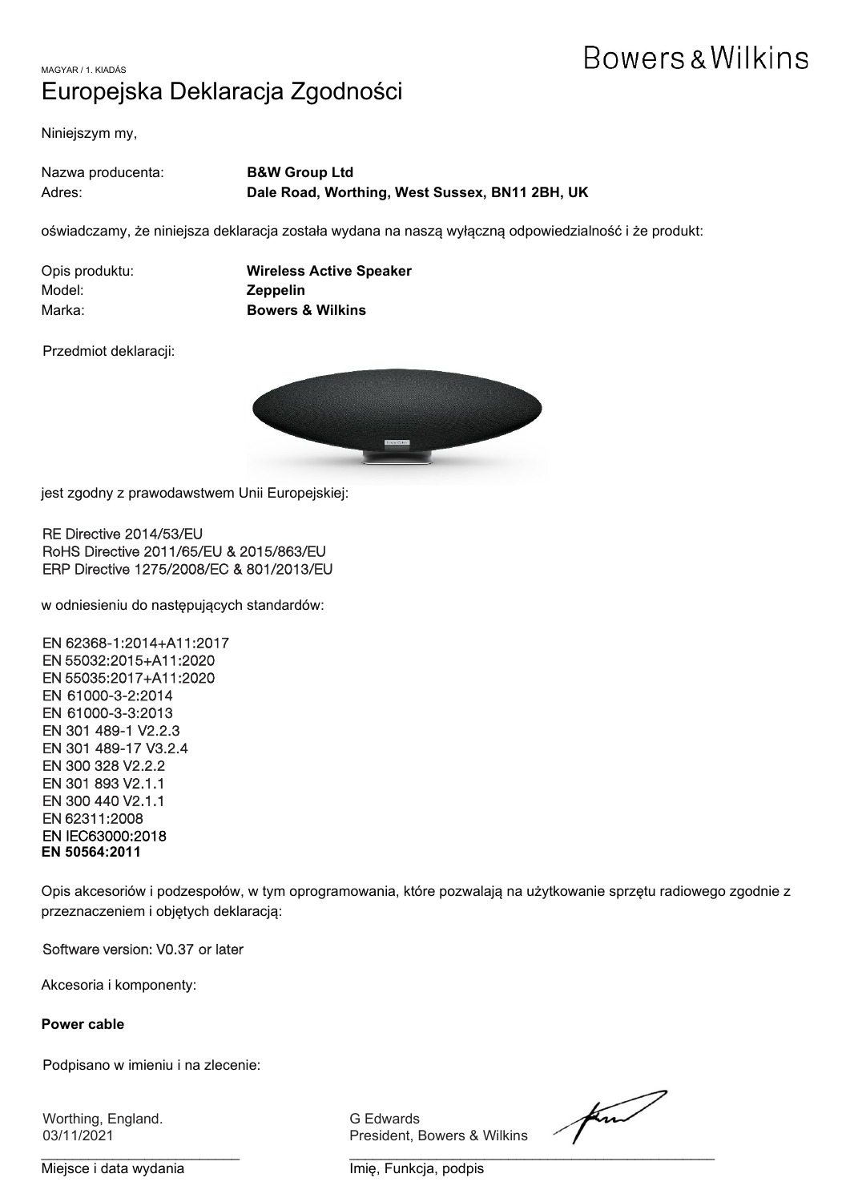MAGYAR / 1. KIADÁS

Bowers & Wilkins

# Europejska Deklaracja Zgodności

Niniejszym my,

Nazwa producenta: **B&W Group Ltd**
Adres: **Dale Road, Worthing, West Sussex, BN11 2BH, UK**

oświadczamy, że niniejsza deklaracja została wydana na naszą wyłączną odpowiedzialność i że produkt:

Opis produktu: **Wireless Active Speaker**
Model: **Zeppelin**
Marka: **Bowers & Wilkins**

Przedmiot deklaracji:

jest zgodny z prawodawstwem Unii Europejskiej:

RE Directive 2014/53/EU
RoHS Directive 2011/65/EU & 2015/863/EU
ERP Directive 1275/2008/EC & 801/2013/EU

w odniesieniu do następujących standardów:

EN 62368-1:2014+A11:2017
EN 55032:2015+A11:2020
EN 55035:2017+A11:2020
EN 61000-3-2:2014
EN 61000-3-3:2013
EN 301 489-1 V2.2.3
EN 301 489-17 V3.2.4
EN 300 328 V2.2.2
EN 301 893 V2.1.1
EN 300 440 V2.1.1
EN 62311:2008
EN IEC63000:2018
**EN 50564:2011**

Opis akcesoriów i podzespołów, w tym oprogramowania, które pozwalają na użytkowanie sprzętu radiowego zgodnie z przeznaczeniem i objętych deklaracją:

Software version: V0.37 or later

Akcesoria i komponenty:

**Power cable**

Podpisano w imieniu i na zlecenie:

Worthing, England.
03/11/2021

Miejsce i data wydania

G Edwards
President, Bowers & Wilkins

Imię, Funkcja, podpis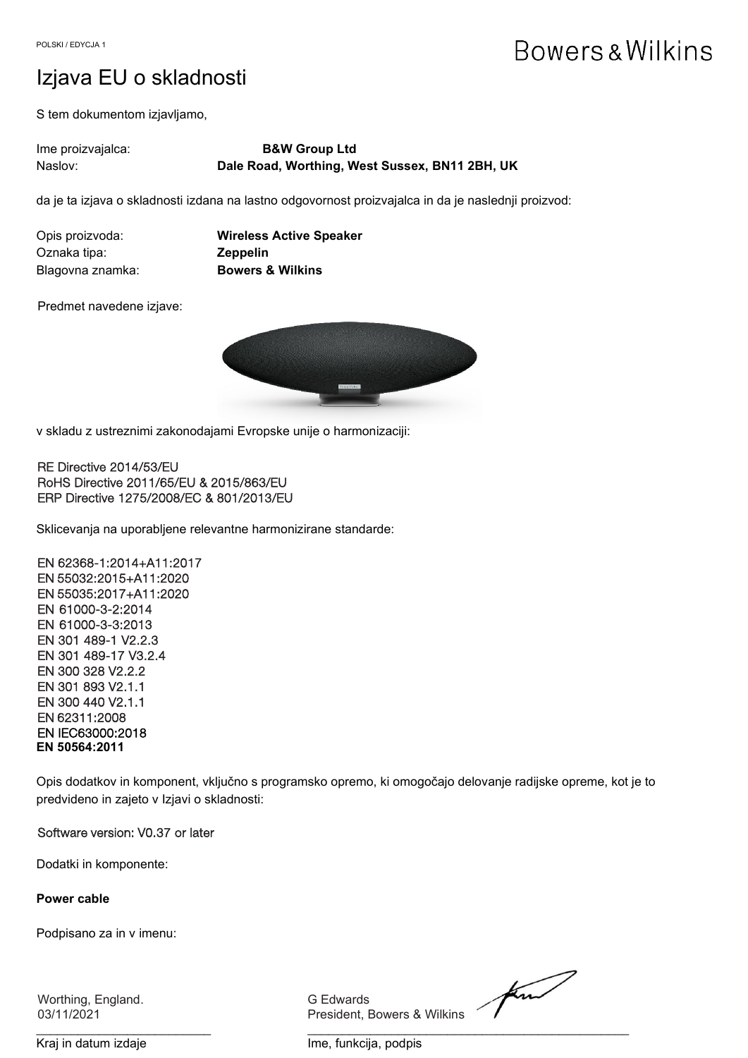# Izjava EU o skladnosti

S tem dokumentom izjavljamo,

Ime proizvajalca: **B&W Group Ltd**
Naslov: **Dale Road, Worthing, West Sussex, BN11 2BH, UK**

da je ta izjava o skladnosti izdana na lastno odgovornost proizvajalca in da je naslednji proizvod:

Opis proizvoda: **Wireless Active Speaker**
Oznaka tipa: **Zeppelin**
Blagovna znamka: **Bowers & Wilkins**

Predmet navedene izjave:

v skladu z ustreznimi zakonodajami Evropske unije o harmonizaciji:

RE Directive 2014/53/EU
RoHS Directive 2011/65/EU & 2015/863/EU
ERP Directive 1275/2008/EC & 801/2013/EU

Sklicevanja na uporabljene relevantne harmonizirane standarde:

EN 62368-1:2014+A11:2017
EN 55032:2015+A11:2020
EN 55035:2017+A11:2020
EN 61000-3-2:2014
EN 61000-3-3:2013
EN 301 489-1 V2.2.3
EN 301 489-17 V3.2.4
EN 300 328 V2.2.2
EN 301 893 V2.1.1
EN 300 440 V2.1.1
EN 62311:2008
EN IEC63000:2018
**EN 50564:2011**

Opis dodatkov in komponent, vključno s programsko opremo, ki omogočajo delovanje radijske opreme, kot je to predvideno in zajeto v Izjavi o skladnosti:

Software version: V0.37 or later

Dodatki in komponente:

**Power cable**

Podpisano za in v imenu:

Worthing, England.
03/11/2021

Kraj in datum izdaje

G Edwards
President, Bowers & Wilkins

Ime, funkcija, podpis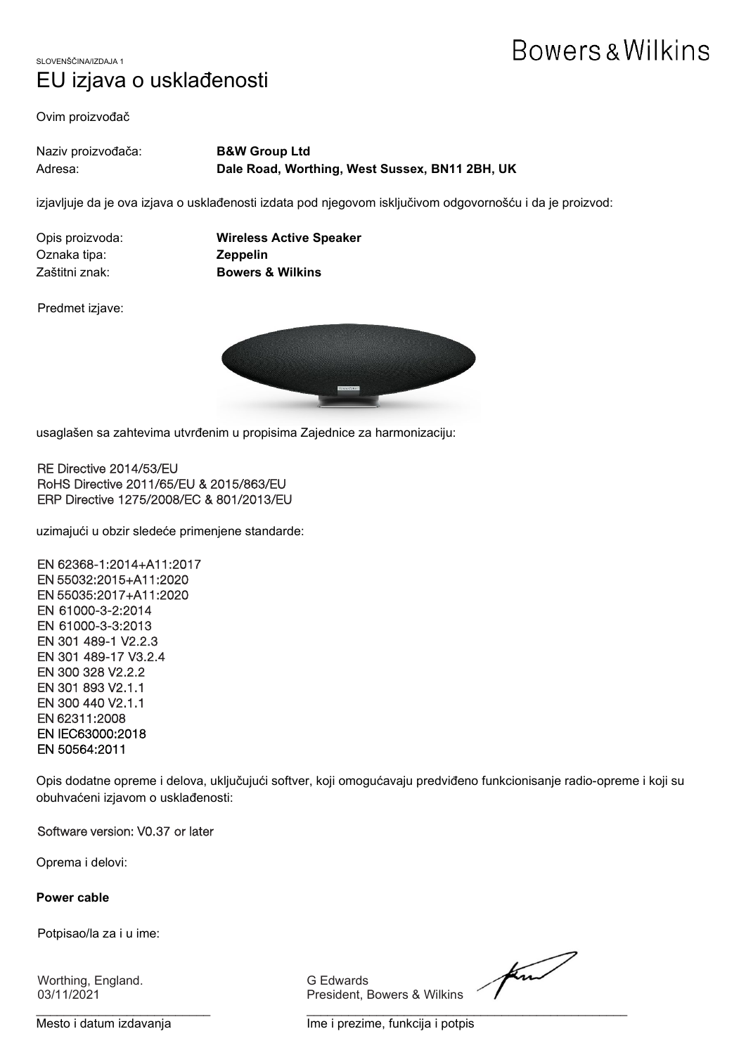SLOVENŠČINA/IZDAJA 1

Bowers & Wilkins

# EU izjava o usklađenosti

Ovim proizvođač

Naziv proizvođača: **B&W Group Ltd**
Adresa: **Dale Road, Worthing, West Sussex, BN11 2BH, UK**

izjavljuje da je ova izjava o usklađenosti izdata pod njegovom isključivom odgovornošću i da je proizvod:

Opis proizvoda: **Wireless Active Speaker**
Oznaka tipa: **Zeppelin**
Zaštitni znak: **Bowers & Wilkins**

Predmet izjave:

usaglašen sa zahtevima utvrđenim u propisima Zajednice za harmonizaciju:

RE Directive 2014/53/EU
RoHS Directive 2011/65/EU & 2015/863/EU
ERP Directive 1275/2008/EC & 801/2013/EU

uzimajući u obzir sledeće primenjene standarde:

EN 62368-1:2014+A11:2017
EN 55032:2015+A11:2020
EN 55035:2017+A11:2020
EN 61000-3-2:2014
EN 61000-3-3:2013
EN 301 489-1 V2.2.3
EN 301 489-17 V3.2.4
EN 300 328 V2.2.2
EN 301 893 V2.1.1
EN 300 440 V2.1.1
EN 62311:2008
EN IEC63000:2018
EN 50564:2011

Opis dodatne opreme i delova, uključujući softver, koji omogućavaju predviđeno funkcionisanje radio-opreme i koji su obuhvaćeni izjavom o usklađenosti:

Software version: V0.37 or later

Oprema i delovi:

**Power cable**

Potpisao/la za i u ime:

Worthing, England.
03/11/2021

Mesto i datum izdavanja

G Edwards
President, Bowers & Wilkins

Ime i prezime, funkcija i potpis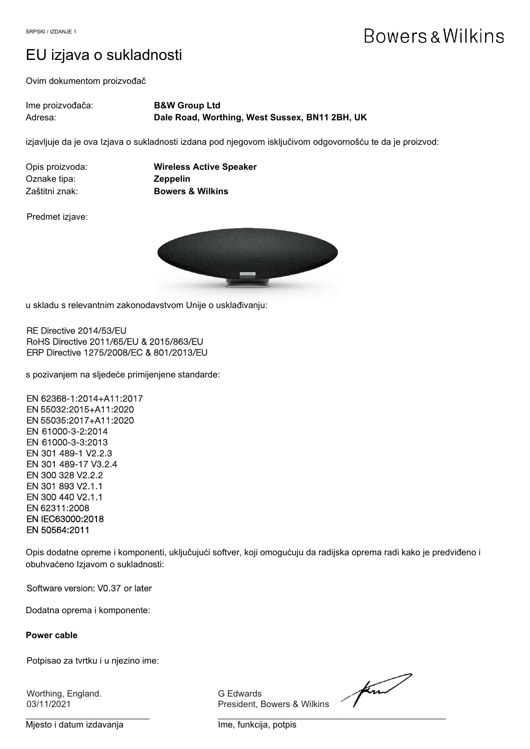SRPSKI / IZDANJE 1

Bowers & Wilkins

# EU izjava o sukladnosti

Ovim dokumentom proizvođač

Ime proizvođača: **B&W Group Ltd**
Adresa: **Dale Road, Worthing, West Sussex, BN11 2BH, UK**

izjavljuje da je ova Izjava o sukladnosti izdana pod njegovom isključivom odgovornošću te da je proizvod:

Opis proizvoda: **Wireless Active Speaker**
Oznake tipa: **Zeppelin**
Zaštitni znak: **Bowers & Wilkins**

Predmet izjave:

u skladu s relevantnim zakonodavstvom Unije o usklađivanju:

RE Directive 2014/53/EU
RoHS Directive 2011/65/EU & 2015/863/EU
ERP Directive 1275/2008/EC & 801/2013/EU

s pozivanjem na sljedeće primijenjene standarde:

EN 62368-1:2014+A11:2017
EN 55032:2015+A11:2020
EN 55035:2017+A11:2020
EN 61000-3-2:2014
EN 61000-3-3:2013
EN 301 489-1 V2.2.3
EN 301 489-17 V3.2.4
EN 300 328 V2.2.2
EN 301 893 V2.1.1
EN 300 440 V2.1.1
EN 62311:2008
EN IEC63000:2018
EN 50564:2011

Opis dodatne opreme i komponenti, uključujući softver, koji omogućuju da radijska oprema radi kako je predviđeno i obuhvaćeno Izjavom o sukladnosti:

Software version: V0.37 or later

Dodatna oprema i komponente:

**Power cable**

Potpisao za tvrtku i u njezino ime:

Worthing, England.
03/11/2021
Mjesto i datum izdavanja

G Edwards
President, Bowers & Wilkins
Ime, funkcija, potpis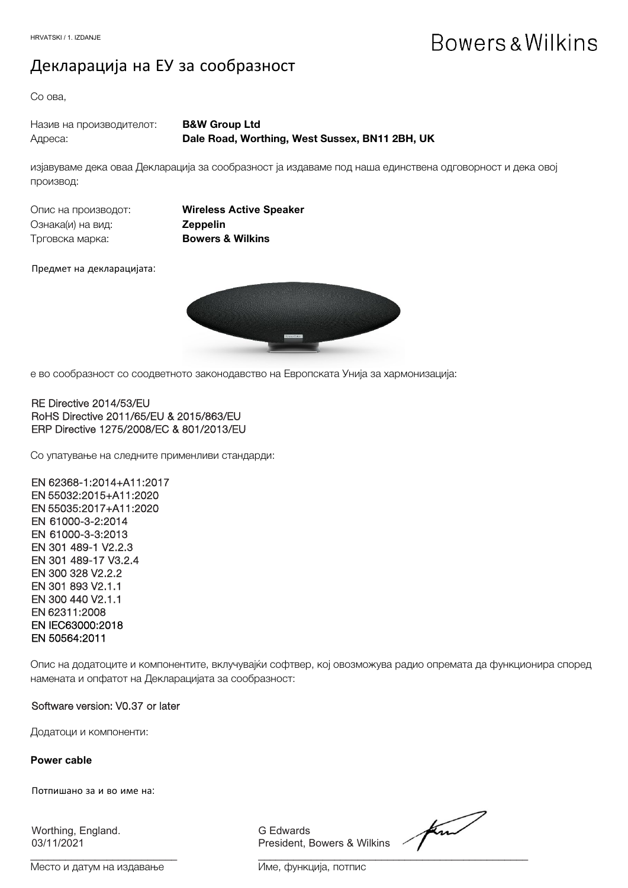HRVATSKI / 1. IZDANJE

Bowers & Wilkins

# Декларација на ЕУ за сообразност

Со ова,

Назив на производителот: **B&W Group Ltd**
Адреса: **Dale Road, Worthing, West Sussex, BN11 2BH, UK**

изјавуваме дека оваа Декларација за сообразност ја издаваме под наша единствена одговорност и дека овој производ:

Опис на производот: **Wireless Active Speaker**
Ознака(и) на вид: **Zeppelin**
Трговска марка: **Bowers & Wilkins**

Предмет на декларацијата:

е во сообразност со соодветното законодавство на Европската Унија за хармонизација:

RE Directive 2014/53/EU
RoHS Directive 2011/65/EU & 2015/863/EU
ERP Directive 1275/2008/EC & 801/2013/EU

Со упатување на следните применливи стандарди:

EN 62368-1:2014+A11:2017
EN 55032:2015+A11:2020
EN 55035:2017+A11:2020
EN 61000-3-2:2014
EN 61000-3-3:2013
EN 301 489-1 V2.2.3
EN 301 489-17 V3.2.4
EN 300 328 V2.2.2
EN 301 893 V2.1.1
EN 300 440 V2.1.1
EN 62311:2008
EN IEC63000:2018
EN 50564:2011

Опис на додатоците и компонентите, вклучувајќи софтвер, кој овозможува радио опремата да функционира според намената и опфатот на Декларацијата за сообразност:

Software version: V0.37 or later

Додатоци и компоненти:

**Power cable**

Потпишано за и во име на:

Worthing, England.
03/11/2021

Место и датум на издавање

G Edwards
President, Bowers & Wilkins

Име, функција, потпис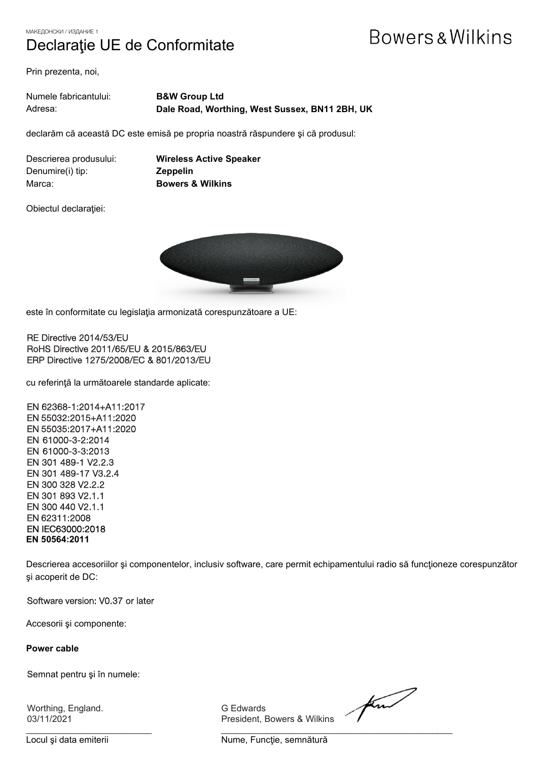МАКЕДОНСКИ / ИЗДАНИЕ 1

# Declaraţie UE de Conformitate

Bowers & Wilkins

Prin prezenta, noi,

Numele fabricantului: **B&W Group Ltd**
Adresa: **Dale Road, Worthing, West Sussex, BN11 2BH, UK**

declarăm că această DC este emisă pe propria noastră răspundere şi că produsul:

Descrierea produsului: **Wireless Active Speaker**
Denumire(i) tip: **Zeppelin**
Marca: **Bowers & Wilkins**

Obiectul declaraţiei:

este în conformitate cu legislaţia armonizată corespunzătoare a UE:

RE Directive 2014/53/EU
RoHS Directive 2011/65/EU & 2015/863/EU
ERP Directive 1275/2008/EC & 801/2013/EU

cu referinţă la următoarele standarde aplicate:

EN 62368-1:2014+A11:2017
EN 55032:2015+A11:2020
EN 55035:2017+A11:2020
EN 61000-3-2:2014
EN 61000-3-3:2013
EN 301 489-1 V2.2.3
EN 301 489-17 V3.2.4
EN 300 328 V2.2.2
EN 301 893 V2.1.1
EN 300 440 V2.1.1
EN 62311:2008
EN IEC63000:2018
**EN 50564:2011**

Descrierea accesoriilor şi componentelor, inclusiv software, care permit echipamentului radio să funcţioneze corespunzător şi acoperit de DC:

Software version: V0.37 or later

Accesorii şi componente:

**Power cable**

Semnat pentru şi în numele:

Worthing, England.
03/11/2021

Locul şi data emiterii

G Edwards
President, Bowers & Wilkins

Nume, Funcţie, semnătură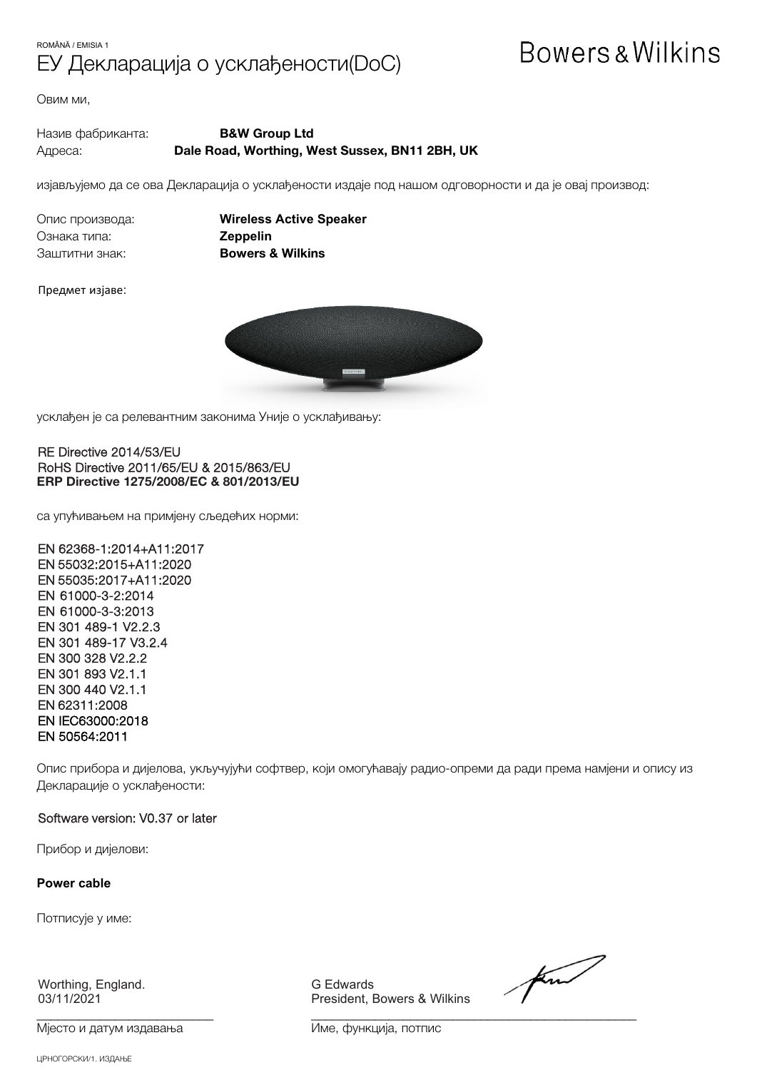ROMÂNĂ / EMISIA 1

# ЕУ Декларација о усклађености(DoC)

Bowers & Wilkins

Овим ми,

Назив фабриканта: **B&W Group Ltd**
Адреса: **Dale Road, Worthing, West Sussex, BN11 2BH, UK**

изјављујемо да се ова Декларација о усклађености издаје под нашом одговорности и да је овај производ:

Опис производа: **Wireless Active Speaker**
Ознака типа: **Zeppelin**
Заштитни знак: **Bowers & Wilkins**

Предмет изјаве:

усклађен је са релевантним законима Уније о усклађивању:

RE Directive 2014/53/EU
RoHS Directive 2011/65/EU & 2015/863/EU
**ERP Directive 1275/2008/EC & 801/2013/EU**

са упућивањем на примјену сљедећих норми:

EN 62368-1:2014+A11:2017
EN 55032:2015+A11:2020
EN 55035:2017+A11:2020
EN 61000-3-2:2014
EN 61000-3-3:2013
EN 301 489-1 V2.2.3
EN 301 489-17 V3.2.4
EN 300 328 V2.2.2
EN 301 893 V2.1.1
EN 300 440 V2.1.1
EN 62311:2008
EN IEC63000:2018
EN 50564:2011

Опис прибора и дијелова, укључујући софтвер, који омогућавају радио-опреми да ради према намјени и опису из Декларације о усклађености:

Software version: V0.37 or later

Прибор и дијелови:

**Power cable**

Потписује у име:

Worthing, England.
03/11/2021

Мјесто и датум издавања

G Edwards
President, Bowers & Wilkins

Име, функција, потпис

ЦРНОГОРСКИ/1. ИЗДАЊЕ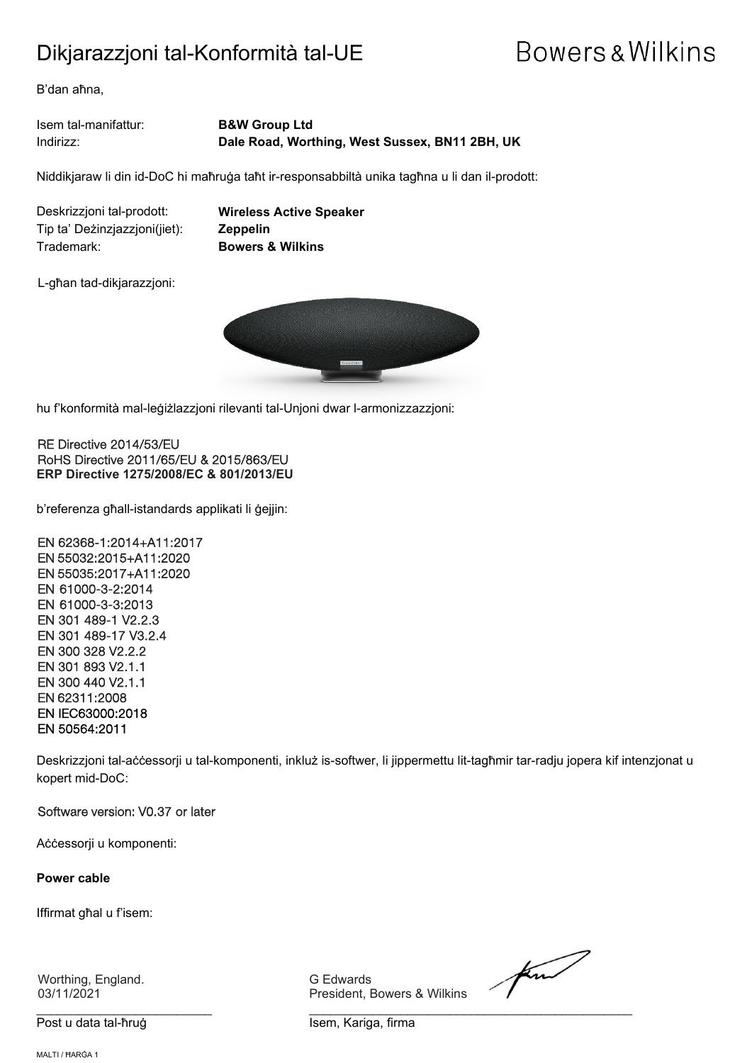# Dikjarazzjoni tal-Konformità tal-UE

Bowers & Wilkins

B'dan aħna,

Isem tal-manifattur: **B&W Group Ltd**
Indirizz: **Dale Road, Worthing, West Sussex, BN11 2BH, UK**

Niddikjaraw li din id-DoC hi maħruġa taħt ir-responsabbiltà unika tagħna u li dan il-prodott:

Deskrizzjoni tal-prodott: **Wireless Active Speaker**
Tip ta' Deżinzjazzjoni(jiet): **Zeppelin**
Trademark: **Bowers & Wilkins**

L-għan tad-dikjarazzjoni:

hu f'konformità mal-leġiżlazzjoni rilevanti tal-Unjoni dwar l-armonizzazzjoni:

RE Directive 2014/53/EU
RoHS Directive 2011/65/EU & 2015/863/EU
**ERP Directive 1275/2008/EC & 801/2013/EU**

b'referenza għall-istandards applikati li ġejjin:

EN 62368-1:2014+A11:2017
EN 55032:2015+A11:2020
EN 55035:2017+A11:2020
EN 61000-3-2:2014
EN 61000-3-3:2013
EN 301 489-1 V2.2.3
EN 301 489-17 V3.2.4
EN 300 328 V2.2.2
EN 301 893 V2.1.1
EN 300 440 V2.1.1
EN 62311:2008
EN IEC63000:2018
EN 50564:2011

Deskrizzjoni tal-aċċessorji u tal-komponenti, inkluż is-softwer, li jippermettu lit-tagħmir tar-radju jopera kif intenzjonat u kopert mid-DoC:

Software version: V0.37 or later

Aċċessorji u komponenti:

**Power cable**

Iffirmat għal u f'isem:

Worthing, England.
03/11/2021

Post u data tal-ħruġ

G Edwards
President, Bowers & Wilkins

Isem, Kariga, firma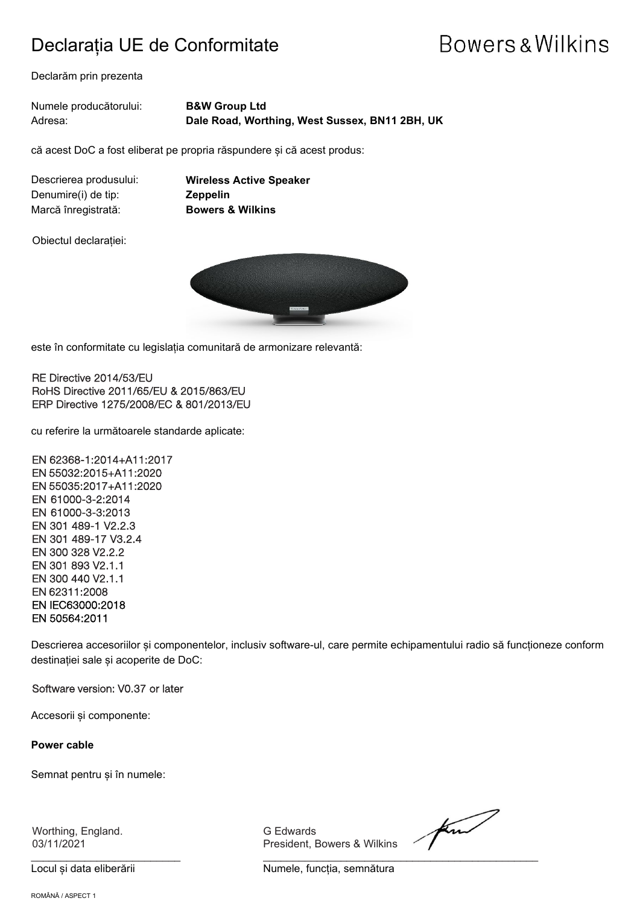# Declarația UE de Conformitate

Bowers & Wilkins

Declarăm prin prezenta

Numele producătorului: **B&W Group Ltd**
Adresa: **Dale Road, Worthing, West Sussex, BN11 2BH, UK**

că acest DoC a fost eliberat pe propria răspundere și că acest produs:

Descrierea produsului: **Wireless Active Speaker**
Denumire(i) de tip: **Zeppelin**
Marcă înregistrată: **Bowers & Wilkins**

Obiectul declarației:

este în conformitate cu legislația comunitară de armonizare relevantă:

RE Directive 2014/53/EU
RoHS Directive 2011/65/EU & 2015/863/EU
ERP Directive 1275/2008/EC & 801/2013/EU

cu referire la următoarele standarde aplicate:

EN 62368-1:2014+A11:2017
EN 55032:2015+A11:2020
EN 55035:2017+A11:2020
EN 61000-3-2:2014
EN 61000-3-3:2013
EN 301 489-1 V2.2.3
EN 301 489-17 V3.2.4
EN 300 328 V2.2.2
EN 301 893 V2.1.1
EN 300 440 V2.1.1
EN 62311:2008
EN IEC63000:2018
EN 50564:2011

Descrierea accesoriilor și componentelor, inclusiv software-ul, care permite echipamentului radio să funcționeze conform destinației sale și acoperite de DoC:

Software version: V0.37 or later

Accesorii și componente:

**Power cable**

Semnat pentru și în numele:

Worthing, England.
03/11/2021

Locul și data eliberării

G Edwards
President, Bowers & Wilkins

Numele, funcția, semnătura

ROMÂNĂ / ASPECT 1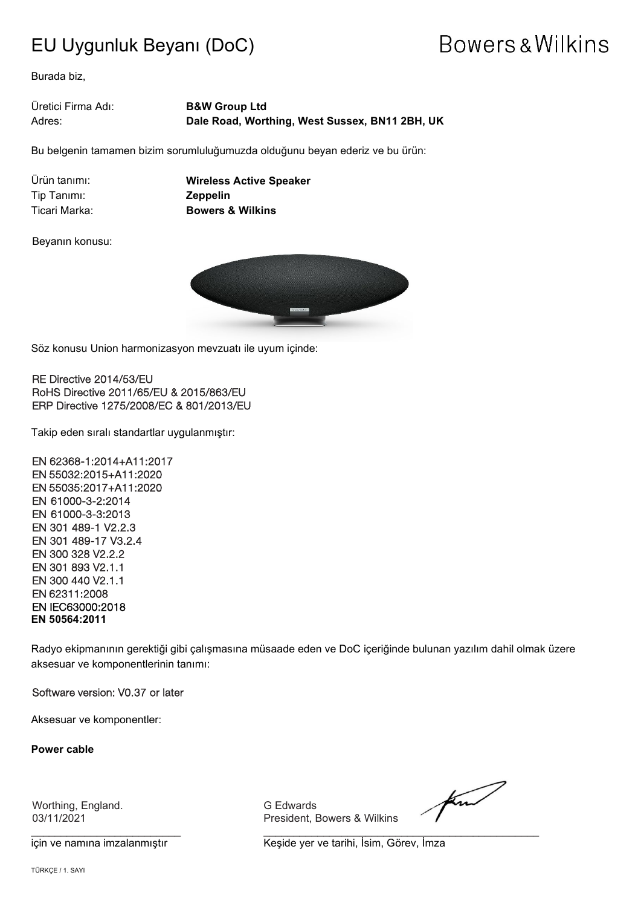# EU Uygunluk Beyanı (DoC)

Bowers & Wilkins

Burada biz,

Üretici Firma Adı: **B&W Group Ltd**
Adres: **Dale Road, Worthing, West Sussex, BN11 2BH, UK**

Bu belgenin tamamen bizim sorumluluğumuzda olduğunu beyan ederiz ve bu ürün:

Ürün tanımı: **Wireless Active Speaker**
Tip Tanımı: **Zeppelin**
Ticari Marka: **Bowers & Wilkins**

Beyanın konusu:

Söz konusu Union harmonizasyon mevzuatı ile uyum içinde:

RE Directive 2014/53/EU
RoHS Directive 2011/65/EU & 2015/863/EU
ERP Directive 1275/2008/EC & 801/2013/EU

Takip eden sıralı standartlar uygulanmıştır:

EN 62368-1:2014+A11:2017
EN 55032:2015+A11:2020
EN 55035:2017+A11:2020
EN 61000-3-2:2014
EN 61000-3-3:2013
EN 301 489-1 V2.2.3
EN 301 489-17 V3.2.4
EN 300 328 V2.2.2
EN 301 893 V2.1.1
EN 300 440 V2.1.1
EN 62311:2008
EN IEC63000:2018
**EN 50564:2011**

Radyo ekipmanının gerektiği gibi çalışmasına müsaade eden ve DoC içeriğinde bulunan yazılım dahil olmak üzere aksesuar ve komponentlerinin tanımı:

Software version: V0.37 or later

Aksesuar ve komponentler:

**Power cable**

Worthing, England.
03/11/2021

için ve namına imzalanmıştır

G Edwards
President, Bowers & Wilkins

Keşide yer ve tarihi, İsim, Görev, İmza

TÜRKÇE / 1. SAYI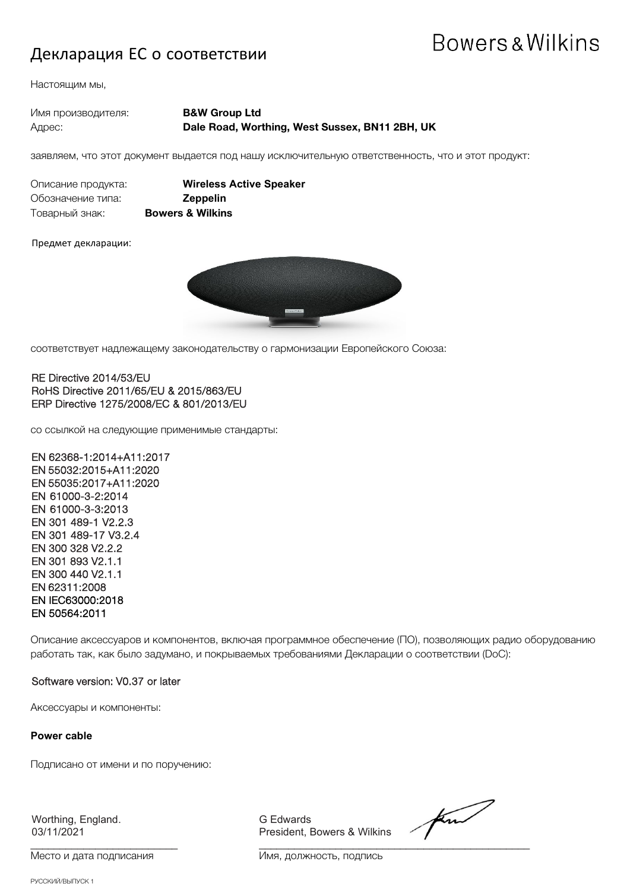# Декларация ЕС о соответствии

Bowers & Wilkins

Настоящим мы,

Имя производителя: **B&W Group Ltd**
Адрес: **Dale Road, Worthing, West Sussex, BN11 2BH, UK**

заявляем, что этот документ выдается под нашу исключительную ответственность, что и этот продукт:

Описание продукта: **Wireless Active Speaker**
Обозначение типа: **Zeppelin**
Товарный знак: **Bowers & Wilkins**

Предмет декларации:

соответствует надлежащему законодательству о гармонизации Европейского Союза:

RE Directive 2014/53/EU
RoHS Directive 2011/65/EU & 2015/863/EU
ERP Directive 1275/2008/EC & 801/2013/EU

со ссылкой на следующие применимые стандарты:

EN 62368-1:2014+A11:2017
EN 55032:2015+A11:2020
EN 55035:2017+A11:2020
EN 61000-3-2:2014
EN 61000-3-3:2013
EN 301 489-1 V2.2.3
EN 301 489-17 V3.2.4
EN 300 328 V2.2.2
EN 301 893 V2.1.1
EN 300 440 V2.1.1
EN 62311:2008
EN IEC63000:2018
EN 50564:2011

Описание аксессуаров и компонентов, включая программное обеспечение (ПО), позволяющих радио оборудованию работать так, как было задумано, и покрываемых требованиями Декларации о соответствии (DoC):

Software version: V0.37 or later

Аксессуары и компоненты:

**Power cable**

Подписано от имени и по поручению:

Worthing, England.
03/11/2021

Место и дата подписания

G Edwards
President, Bowers & Wilkins

Имя, должность, подпись

РУССКИЙ/ВЫПУСК 1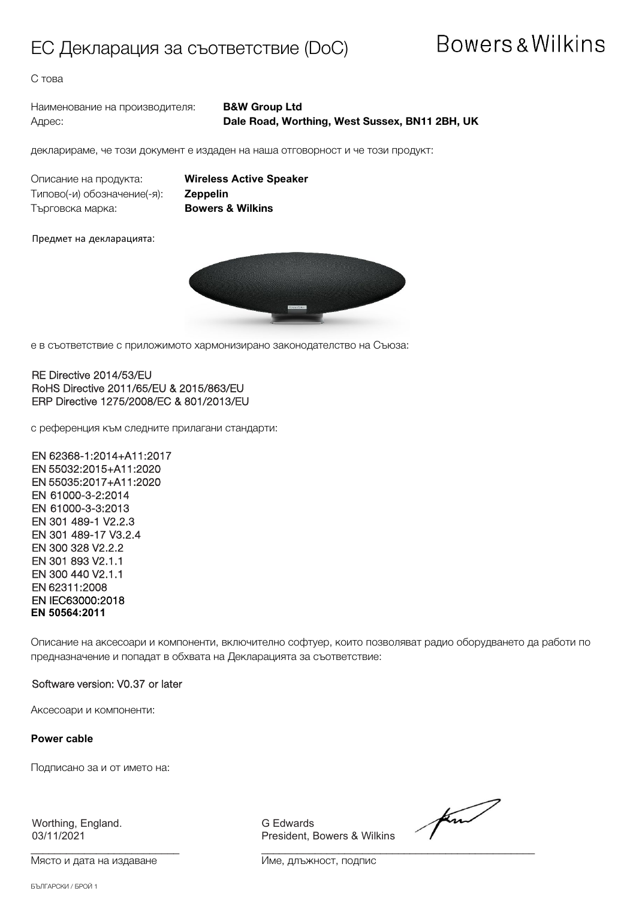# ЕС Декларация за съответствие (DoC)

Bowers & Wilkins

С това

Наименование на производителя: **B&W Group Ltd**
Адрес: **Dale Road, Worthing, West Sussex, BN11 2BH, UK**

декларираме, че този документ е издаден на наша отговорност и че този продукт:

Описание на продукта: **Wireless Active Speaker**
Типово(-и) обозначение(-я): **Zeppelin**
Търговска марка: **Bowers & Wilkins**

Предмет на декларацията:

е в съответствие с приложимото хармонизирано законодателство на Съюза:

RE Directive 2014/53/EU
RoHS Directive 2011/65/EU & 2015/863/EU
ERP Directive 1275/2008/EC & 801/2013/EU

с референция към следните прилагани стандарти:

EN 62368-1:2014+A11:2017
EN 55032:2015+A11:2020
EN 55035:2017+A11:2020
EN 61000-3-2:2014
EN 61000-3-3:2013
EN 301 489-1 V2.2.3
EN 301 489-17 V3.2.4
EN 300 328 V2.2.2
EN 301 893 V2.1.1
EN 300 440 V2.1.1
EN 62311:2008
EN IEC63000:2018
**EN 50564:2011**

Описание на аксесоари и компоненти, включително софтуер, които позволяват радио оборудването да работи по предназначение и попадат в обхвата на Декларацията за съответствие:

Software version: V0.37 or later

Аксесоари и компоненти:

**Power cable**

Подписано за и от името на:

Worthing, England.
03/11/2021

Място и дата на издаване

G Edwards
President, Bowers & Wilkins

Име, длъжност, подпис

БЪЛГАРСКИ / БРОЙ 1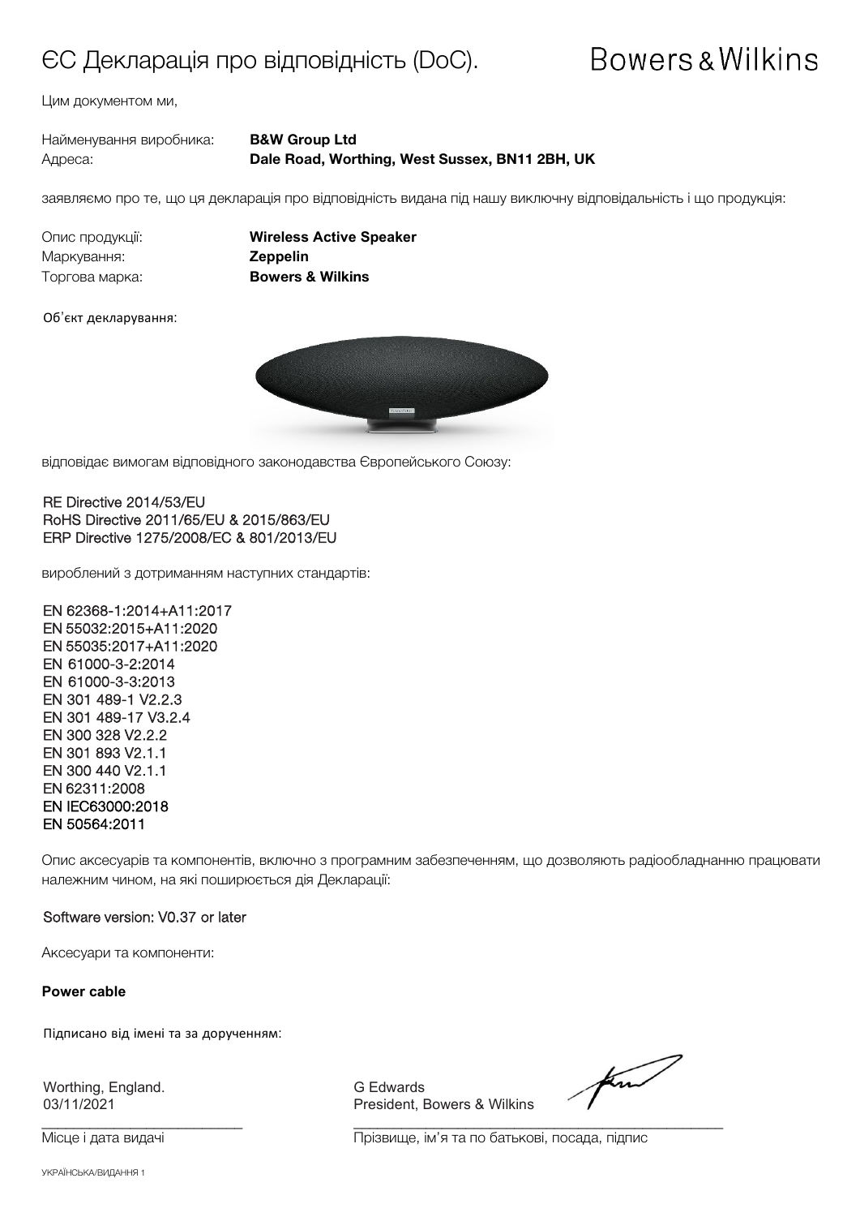# ЄС Декларація про відповідність (DoC).

Bowers & Wilkins

Цим документом ми,

| | |
|---|---|
| Найменування виробника: | **B&W Group Ltd** |
| Адреса: | **Dale Road, Worthing, West Sussex, BN11 2BH, UK** |

заявляємо про те, що ця декларація про відповідність видана під нашу виключну відповідальність і що продукція:

| | |
|---|---|
| Опис продукції: | **Wireless Active Speaker** |
| Маркування: | **Zeppelin** |
| Торгова марка: | **Bowers & Wilkins** |

Об'єкт декларування:

відповідає вимогам відповідного законодавства Європейського Союзу:

RE Directive 2014/53/EU
RoHS Directive 2011/65/EU & 2015/863/EU
ERP Directive 1275/2008/EC & 801/2013/EU

вироблений з дотриманням наступних стандартів:

EN 62368-1:2014+A11:2017
EN 55032:2015+A11:2020
EN 55035:2017+A11:2020
EN 61000-3-2:2014
EN 61000-3-3:2013
EN 301 489-1 V2.2.3
EN 301 489-17 V3.2.4
EN 300 328 V2.2.2
EN 301 893 V2.1.1
EN 300 440 V2.1.1
EN 62311:2008
EN IEC63000:2018
EN 50564:2011

Опис аксесуарів та компонентів, включно з програмним забезпеченням, що дозволяють радіообладнанню працювати належним чином, на які поширюється дія Декларації:

Software version: V0.37 or later

Аксесуари та компоненти:

**Power cable**

Підписано від імені та за дорученням:

Worthing, England.
03/11/2021
Місце і дата видачі

G Edwards
President, Bowers & Wilkins
Прізвище, ім'я та по батькові, посада, підпис

УКРАЇНСЬКА/ВИДАННЯ 1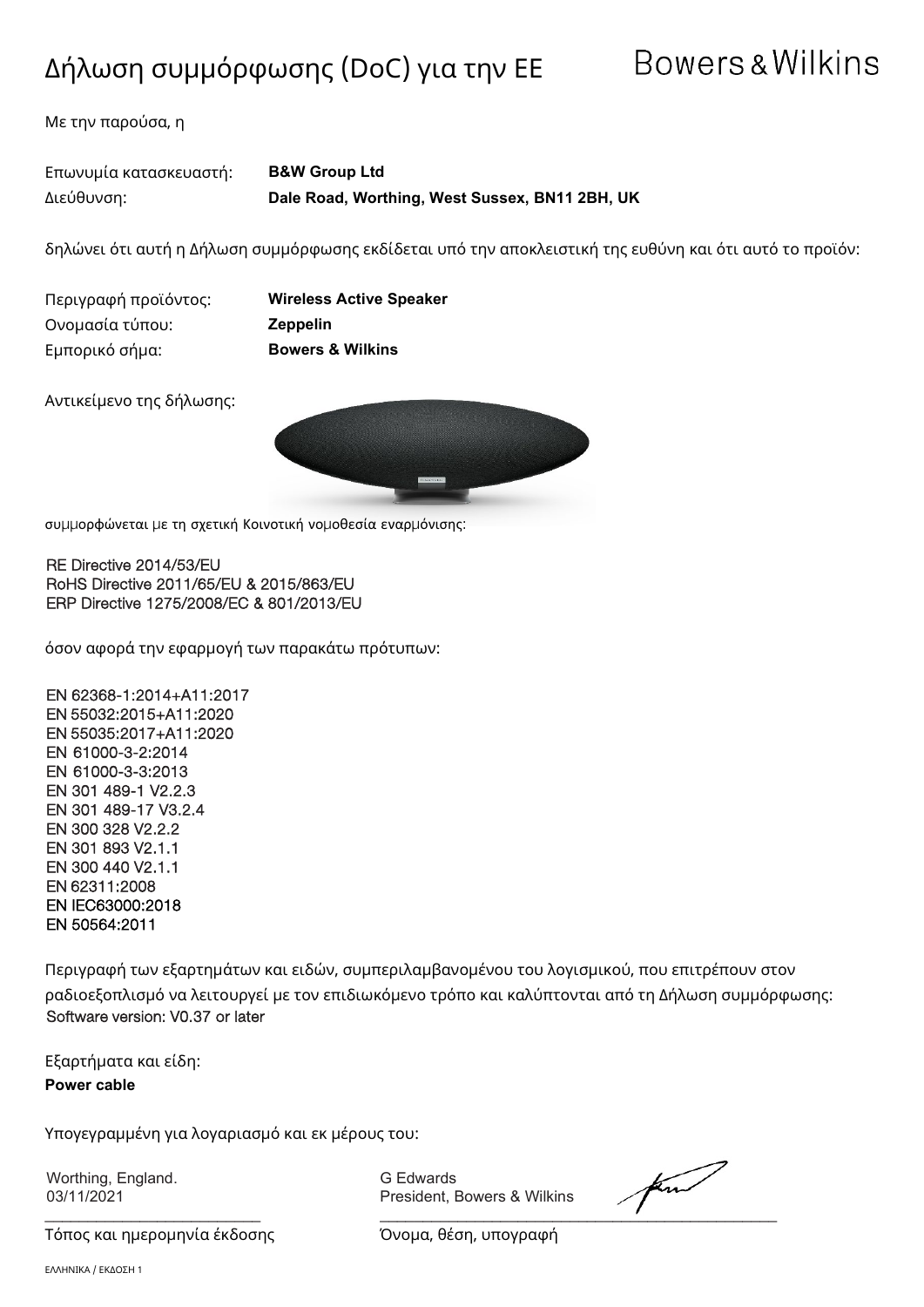# Δήλωση συμμόρφωσης (DoC) για την ΕΕ

Bowers & Wilkins

Με την παρούσα, η

| | |
|---|---|
| Επωνυμία κατασκευαστή: | **B&W Group Ltd** |
| Διεύθυνση: | **Dale Road, Worthing, West Sussex, BN11 2BH, UK** |

δηλώνει ότι αυτή η Δήλωση συμμόρφωσης εκδίδεται υπό την αποκλειστική της ευθύνη και ότι αυτό το προϊόν:

| | |
|---|---|
| Περιγραφή προϊόντος: | **Wireless Active Speaker** |
| Ονομασία τύπου: | **Zeppelin** |
| Εμπορικό σήμα: | **Bowers & Wilkins** |

Αντικείμενο της δήλωσης:

συμμορφώνεται με τη σχετική Κοινοτική νομοθεσία εναρμόνισης:

RE Directive 2014/53/EU
RoHS Directive 2011/65/EU & 2015/863/EU
ERP Directive 1275/2008/EC & 801/2013/EU

όσον αφορά την εφαρμογή των παρακάτω πρότυπων:

EN 62368-1:2014+A11:2017
EN 55032:2015+A11:2020
EN 55035:2017+A11:2020
EN 61000-3-2:2014
EN 61000-3-3:2013
EN 301 489-1 V2.2.3
EN 301 489-17 V3.2.4
EN 300 328 V2.2.2
EN 301 893 V2.1.1
EN 300 440 V2.1.1
EN 62311:2008
EN IEC63000:2018
EN 50564:2011

Περιγραφή των εξαρτημάτων και ειδών, συμπεριλαμβανομένου του λογισμικού, που επιτρέπουν στον ραδιοεξοπλισμό να λειτουργεί με τον επιδιωκόμενο τρόπο και καλύπτονται από τη Δήλωση συμμόρφωσης:
Software version: V0.37 or later

Εξαρτήματα και είδη:
**Power cable**

Υπογεγραμμένη για λογαριασμό και εκ μέρους του:

| | |
|---|---|
| Worthing, England.<br>03/11/2021 | G Edwards<br>President, Bowers & Wilkins |
| Τόπος και ημερομηνία έκδοσης | Όνομα, θέση, υπογραφή |

ΕΛΛΗΝΙΚΑ / ΕΚΔΟΣΗ 1